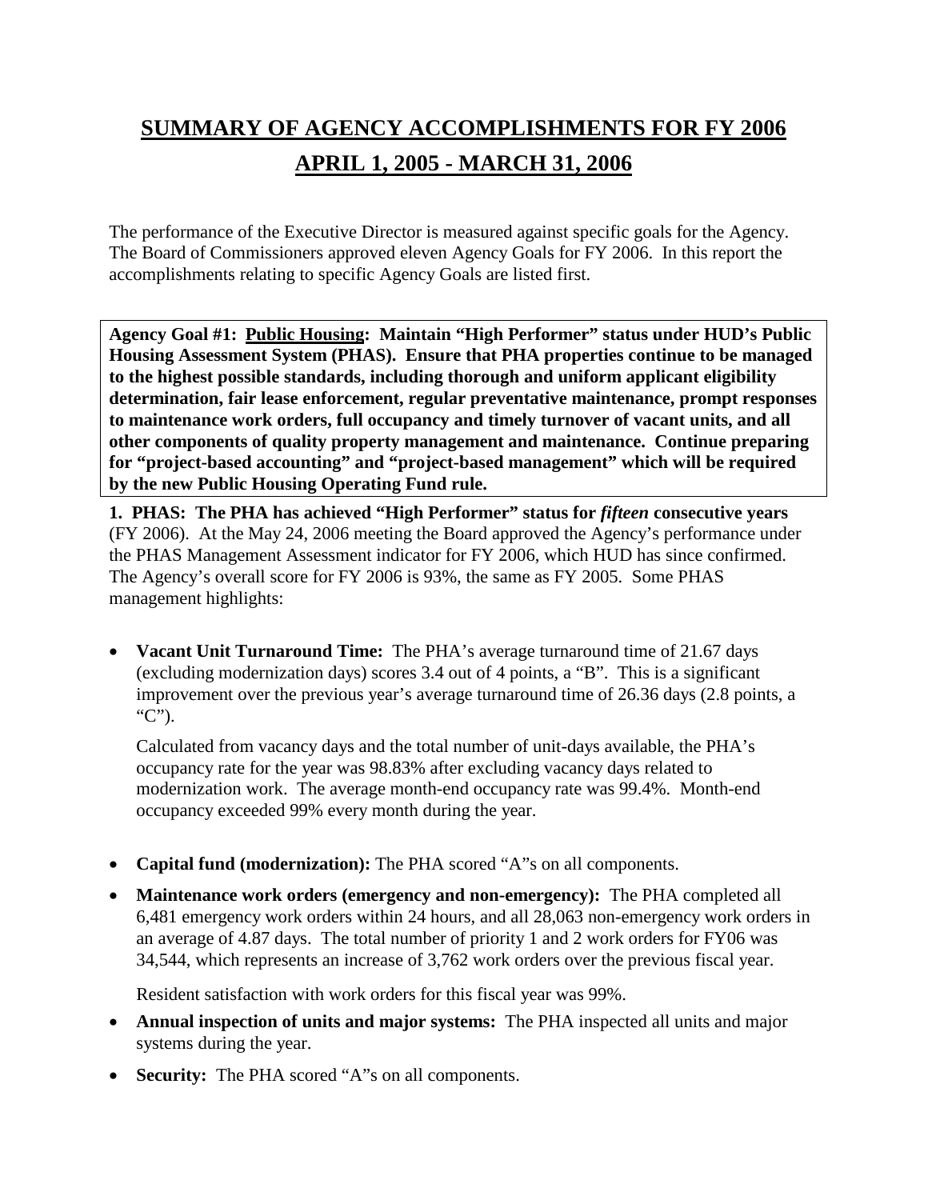# SUMMARY OF AGENCY ACCOMPLISHMENTS FOR FY 2006

# APRIL 1, 2005 - MARCH 31, 2006

The performance of the Executive Director is measured against specific goals for the Agency. The Board of Commissioners approved eleven Agency Goals for FY 2006. In this report the accomplishments relating to specific Agency Goals are listed first.

**Agency Goal #1: Public Housing: Maintain "High Performer" status under HUD's Public Housing Assessment System (PHAS). Ensure that PHA properties continue to be managed to the highest possible standards, including thorough and uniform applicant eligibility determination, fair lease enforcement, regular preventative maintenance, prompt responses to maintenance work orders, full occupancy and timely turnover of vacant units, and all other components of quality property management and maintenance. Continue preparing for "project-based accounting" and "project-based management" which will be required by the new Public Housing Operating Fund rule.**

**1. PHAS: The PHA has achieved "High Performer" status for *fifteen* consecutive years** (FY 2006). At the May 24, 2006 meeting the Board approved the Agency's performance under the PHAS Management Assessment indicator for FY 2006, which HUD has since confirmed. The Agency's overall score for FY 2006 is 93%, the same as FY 2005. Some PHAS management highlights:

- **Vacant Unit Turnaround Time:** The PHA's average turnaround time of 21.67 days (excluding modernization days) scores 3.4 out of 4 points, a "B". This is a significant improvement over the previous year's average turnaround time of 26.36 days (2.8 points, a "C").

  Calculated from vacancy days and the total number of unit-days available, the PHA's occupancy rate for the year was 98.83% after excluding vacancy days related to modernization work. The average month-end occupancy rate was 99.4%. Month-end occupancy exceeded 99% every month during the year.

- **Capital fund (modernization):** The PHA scored "A"s on all components.
- **Maintenance work orders (emergency and non-emergency):** The PHA completed all 6,481 emergency work orders within 24 hours, and all 28,063 non-emergency work orders in an average of 4.87 days. The total number of priority 1 and 2 work orders for FY06 was 34,544, which represents an increase of 3,762 work orders over the previous fiscal year.

  Resident satisfaction with work orders for this fiscal year was 99%.
- **Annual inspection of units and major systems:** The PHA inspected all units and major systems during the year.
- **Security:** The PHA scored "A"s on all components.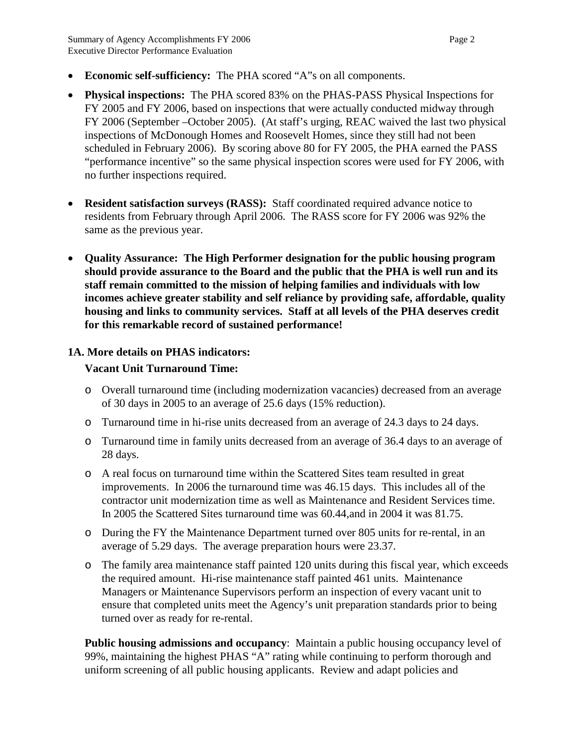- **Economic self-sufficiency:** The PHA scored "A"s on all components.
- **Physical inspections:** The PHA scored 83% on the PHAS-PASS Physical Inspections for FY 2005 and FY 2006, based on inspections that were actually conducted midway through FY 2006 (September –October 2005). (At staff's urging, REAC waived the last two physical inspections of McDonough Homes and Roosevelt Homes, since they still had not been scheduled in February 2006). By scoring above 80 for FY 2005, the PHA earned the PASS "performance incentive" so the same physical inspection scores were used for FY 2006, with no further inspections required.
- **Resident satisfaction surveys (RASS):** Staff coordinated required advance notice to residents from February through April 2006. The RASS score for FY 2006 was 92% the same as the previous year.
- **Quality Assurance: The High Performer designation for the public housing program should provide assurance to the Board and the public that the PHA is well run and its staff remain committed to the mission of helping families and individuals with low incomes achieve greater stability and self reliance by providing safe, affordable, quality housing and links to community services. Staff at all levels of the PHA deserves credit for this remarkable record of sustained performance!**

**1A. More details on PHAS indicators:**

**Vacant Unit Turnaround Time:**

- Overall turnaround time (including modernization vacancies) decreased from an average of 30 days in 2005 to an average of 25.6 days (15% reduction).
- Turnaround time in hi-rise units decreased from an average of 24.3 days to 24 days.
- Turnaround time in family units decreased from an average of 36.4 days to an average of 28 days.
- A real focus on turnaround time within the Scattered Sites team resulted in great improvements. In 2006 the turnaround time was 46.15 days. This includes all of the contractor unit modernization time as well as Maintenance and Resident Services time. In 2005 the Scattered Sites turnaround time was 60.44,and in 2004 it was 81.75.
- During the FY the Maintenance Department turned over 805 units for re-rental, in an average of 5.29 days. The average preparation hours were 23.37.
- The family area maintenance staff painted 120 units during this fiscal year, which exceeds the required amount. Hi-rise maintenance staff painted 461 units. Maintenance Managers or Maintenance Supervisors perform an inspection of every vacant unit to ensure that completed units meet the Agency's unit preparation standards prior to being turned over as ready for re-rental.

**Public housing admissions and occupancy**: Maintain a public housing occupancy level of 99%, maintaining the highest PHAS "A" rating while continuing to perform thorough and uniform screening of all public housing applicants. Review and adapt policies and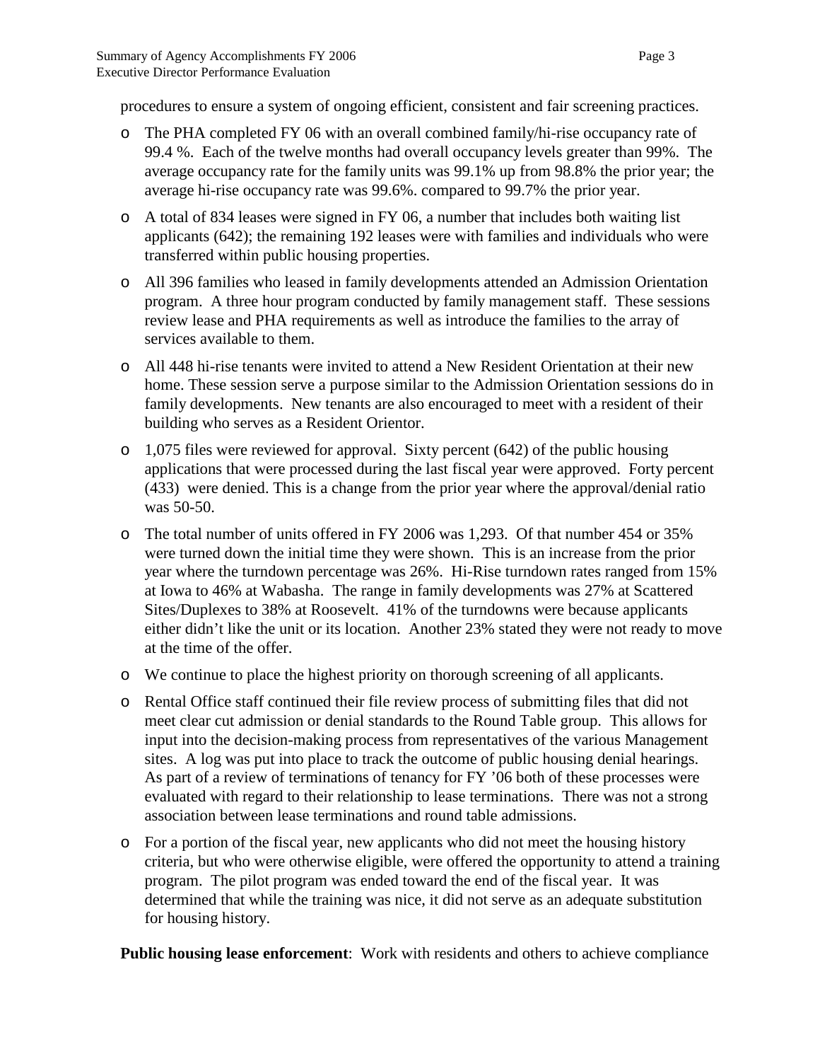procedures to ensure a system of ongoing efficient, consistent and fair screening practices.

- The PHA completed FY 06 with an overall combined family/hi-rise occupancy rate of 99.4 %. Each of the twelve months had overall occupancy levels greater than 99%. The average occupancy rate for the family units was 99.1% up from 98.8% the prior year; the average hi-rise occupancy rate was 99.6%. compared to 99.7% the prior year.
- A total of 834 leases were signed in FY 06, a number that includes both waiting list applicants (642); the remaining 192 leases were with families and individuals who were transferred within public housing properties.
- All 396 families who leased in family developments attended an Admission Orientation program. A three hour program conducted by family management staff. These sessions review lease and PHA requirements as well as introduce the families to the array of services available to them.
- All 448 hi-rise tenants were invited to attend a New Resident Orientation at their new home. These session serve a purpose similar to the Admission Orientation sessions do in family developments. New tenants are also encouraged to meet with a resident of their building who serves as a Resident Orientor.
- 1,075 files were reviewed for approval. Sixty percent (642) of the public housing applications that were processed during the last fiscal year were approved. Forty percent (433) were denied. This is a change from the prior year where the approval/denial ratio was 50-50.
- The total number of units offered in FY 2006 was 1,293. Of that number 454 or 35% were turned down the initial time they were shown. This is an increase from the prior year where the turndown percentage was 26%. Hi-Rise turndown rates ranged from 15% at Iowa to 46% at Wabasha. The range in family developments was 27% at Scattered Sites/Duplexes to 38% at Roosevelt. 41% of the turndowns were because applicants either didn't like the unit or its location. Another 23% stated they were not ready to move at the time of the offer.
- We continue to place the highest priority on thorough screening of all applicants.
- Rental Office staff continued their file review process of submitting files that did not meet clear cut admission or denial standards to the Round Table group. This allows for input into the decision-making process from representatives of the various Management sites. A log was put into place to track the outcome of public housing denial hearings. As part of a review of terminations of tenancy for FY '06 both of these processes were evaluated with regard to their relationship to lease terminations. There was not a strong association between lease terminations and round table admissions.
- For a portion of the fiscal year, new applicants who did not meet the housing history criteria, but who were otherwise eligible, were offered the opportunity to attend a training program. The pilot program was ended toward the end of the fiscal year. It was determined that while the training was nice, it did not serve as an adequate substitution for housing history.

**Public housing lease enforcement**: Work with residents and others to achieve compliance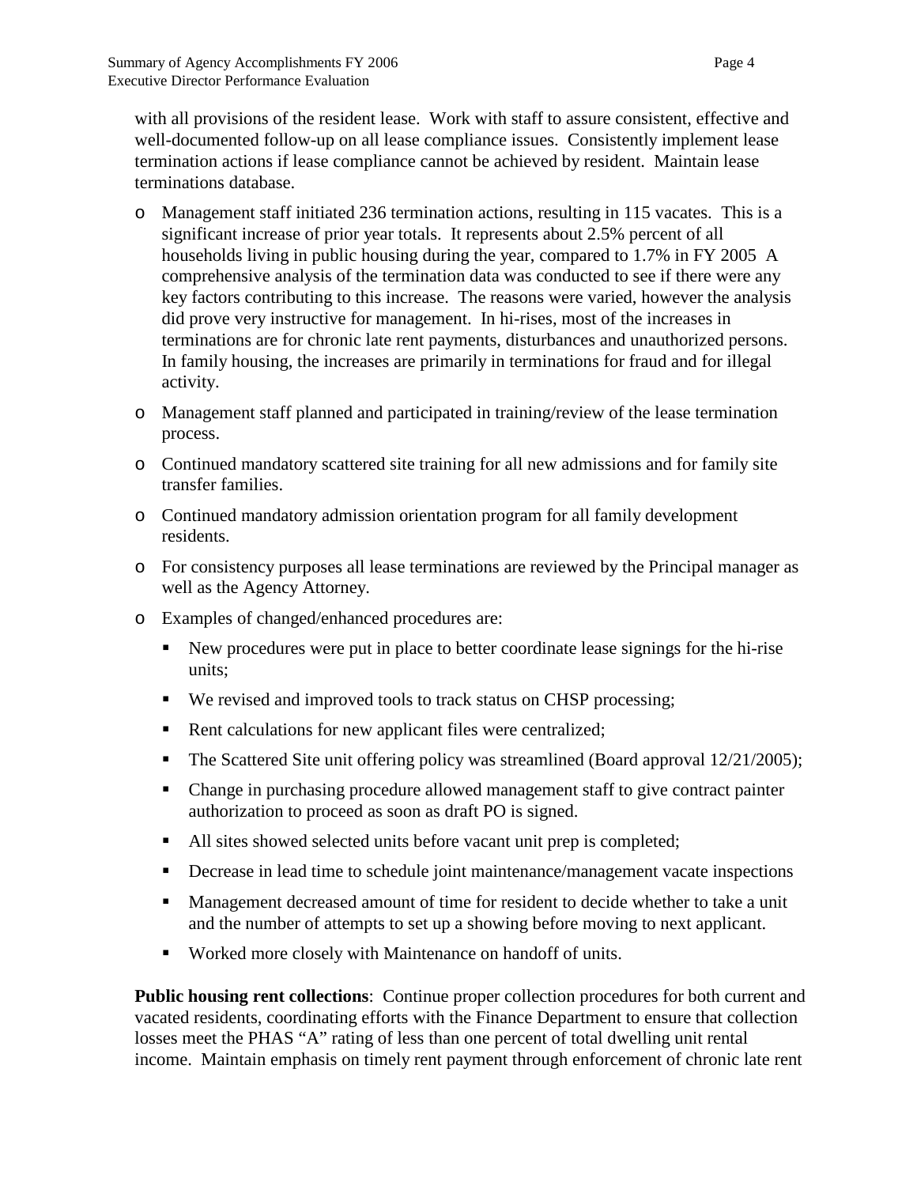with all provisions of the resident lease. Work with staff to assure consistent, effective and well-documented follow-up on all lease compliance issues. Consistently implement lease termination actions if lease compliance cannot be achieved by resident. Maintain lease terminations database.

- Management staff initiated 236 termination actions, resulting in 115 vacates. This is a significant increase of prior year totals. It represents about 2.5% percent of all households living in public housing during the year, compared to 1.7% in FY 2005 A comprehensive analysis of the termination data was conducted to see if there were any key factors contributing to this increase. The reasons were varied, however the analysis did prove very instructive for management. In hi-rises, most of the increases in terminations are for chronic late rent payments, disturbances and unauthorized persons. In family housing, the increases are primarily in terminations for fraud and for illegal activity.
- Management staff planned and participated in training/review of the lease termination process.
- Continued mandatory scattered site training for all new admissions and for family site transfer families.
- Continued mandatory admission orientation program for all family development residents.
- For consistency purposes all lease terminations are reviewed by the Principal manager as well as the Agency Attorney.
- Examples of changed/enhanced procedures are:
  - New procedures were put in place to better coordinate lease signings for the hi-rise units;
  - We revised and improved tools to track status on CHSP processing;
  - Rent calculations for new applicant files were centralized;
  - The Scattered Site unit offering policy was streamlined (Board approval 12/21/2005);
  - Change in purchasing procedure allowed management staff to give contract painter authorization to proceed as soon as draft PO is signed.
  - All sites showed selected units before vacant unit prep is completed;
  - Decrease in lead time to schedule joint maintenance/management vacate inspections
  - Management decreased amount of time for resident to decide whether to take a unit and the number of attempts to set up a showing before moving to next applicant.
  - Worked more closely with Maintenance on handoff of units.

**Public housing rent collections**: Continue proper collection procedures for both current and vacated residents, coordinating efforts with the Finance Department to ensure that collection losses meet the PHAS "A" rating of less than one percent of total dwelling unit rental income. Maintain emphasis on timely rent payment through enforcement of chronic late rent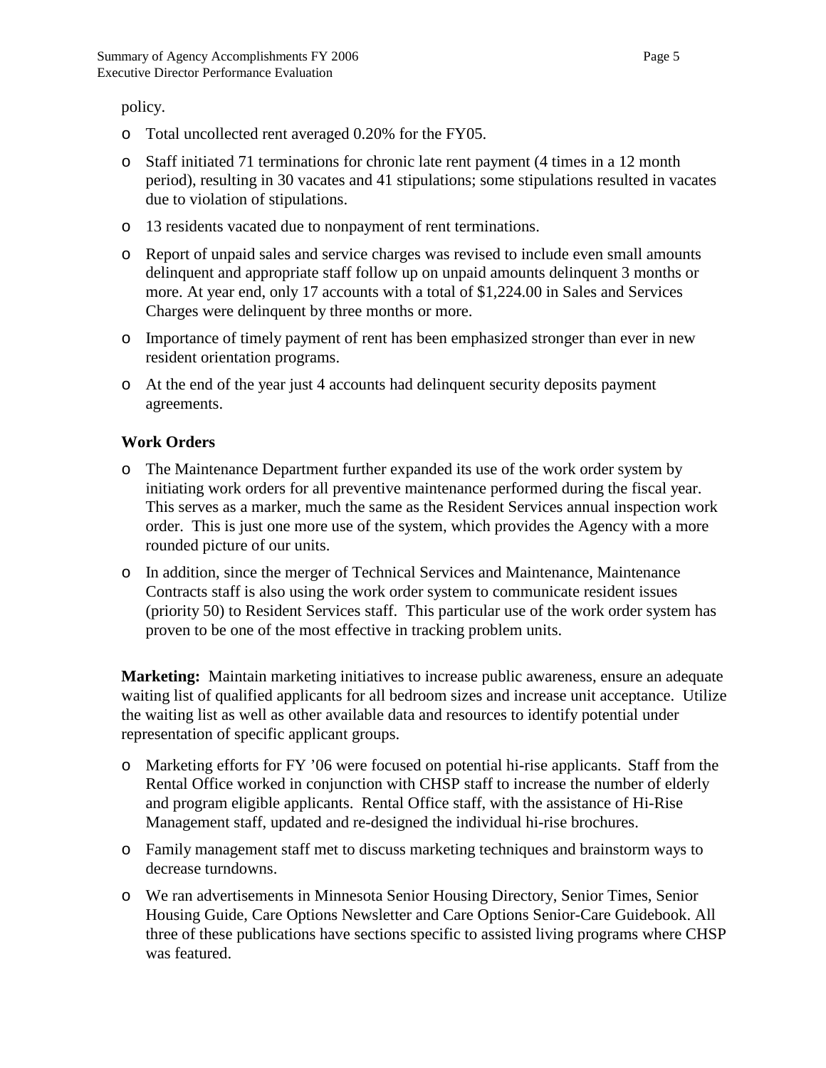policy.

- Total uncollected rent averaged 0.20% for the FY05.
- Staff initiated 71 terminations for chronic late rent payment (4 times in a 12 month period), resulting in 30 vacates and 41 stipulations; some stipulations resulted in vacates due to violation of stipulations.
- 13 residents vacated due to nonpayment of rent terminations.
- Report of unpaid sales and service charges was revised to include even small amounts delinquent and appropriate staff follow up on unpaid amounts delinquent 3 months or more. At year end, only 17 accounts with a total of $1,224.00 in Sales and Services Charges were delinquent by three months or more.
- Importance of timely payment of rent has been emphasized stronger than ever in new resident orientation programs.
- At the end of the year just 4 accounts had delinquent security deposits payment agreements.

**Work Orders**

- The Maintenance Department further expanded its use of the work order system by initiating work orders for all preventive maintenance performed during the fiscal year. This serves as a marker, much the same as the Resident Services annual inspection work order. This is just one more use of the system, which provides the Agency with a more rounded picture of our units.
- In addition, since the merger of Technical Services and Maintenance, Maintenance Contracts staff is also using the work order system to communicate resident issues (priority 50) to Resident Services staff. This particular use of the work order system has proven to be one of the most effective in tracking problem units.

**Marketing:** Maintain marketing initiatives to increase public awareness, ensure an adequate waiting list of qualified applicants for all bedroom sizes and increase unit acceptance. Utilize the waiting list as well as other available data and resources to identify potential under representation of specific applicant groups.

- Marketing efforts for FY '06 were focused on potential hi-rise applicants. Staff from the Rental Office worked in conjunction with CHSP staff to increase the number of elderly and program eligible applicants. Rental Office staff, with the assistance of Hi-Rise Management staff, updated and re-designed the individual hi-rise brochures.
- Family management staff met to discuss marketing techniques and brainstorm ways to decrease turndowns.
- We ran advertisements in Minnesota Senior Housing Directory, Senior Times, Senior Housing Guide, Care Options Newsletter and Care Options Senior-Care Guidebook. All three of these publications have sections specific to assisted living programs where CHSP was featured.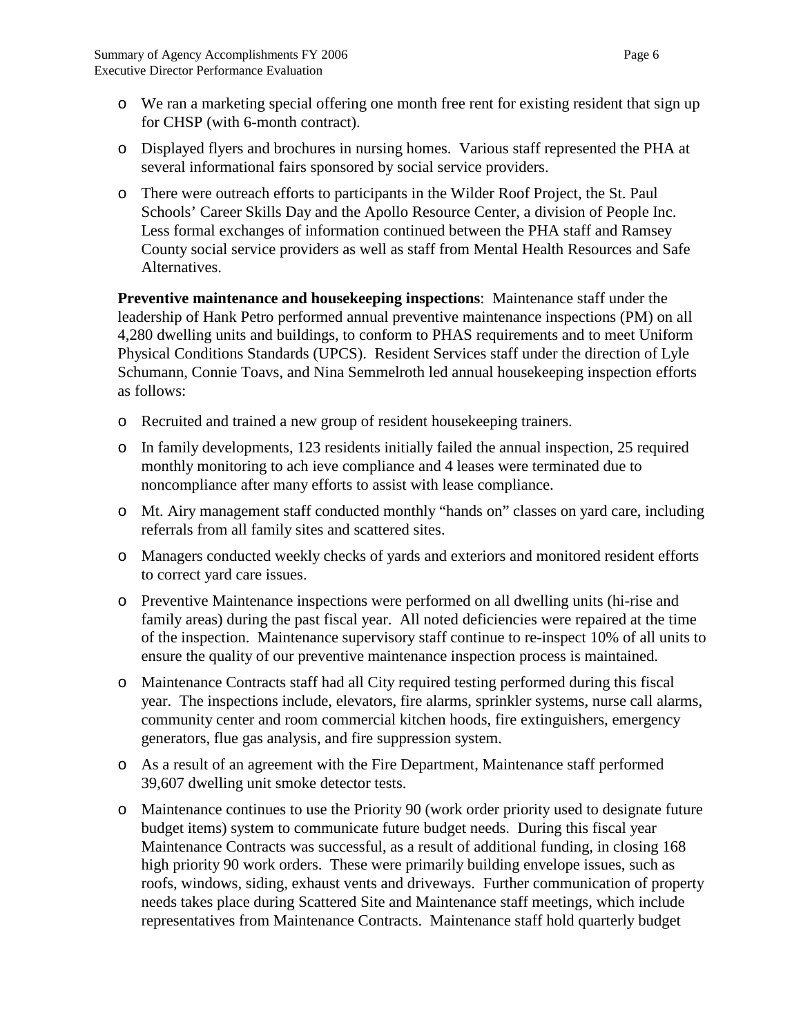- We ran a marketing special offering one month free rent for existing resident that sign up for CHSP (with 6-month contract).
- Displayed flyers and brochures in nursing homes. Various staff represented the PHA at several informational fairs sponsored by social service providers.
- There were outreach efforts to participants in the Wilder Roof Project, the St. Paul Schools' Career Skills Day and the Apollo Resource Center, a division of People Inc. Less formal exchanges of information continued between the PHA staff and Ramsey County social service providers as well as staff from Mental Health Resources and Safe Alternatives.

**Preventive maintenance and housekeeping inspections**: Maintenance staff under the leadership of Hank Petro performed annual preventive maintenance inspections (PM) on all 4,280 dwelling units and buildings, to conform to PHAS requirements and to meet Uniform Physical Conditions Standards (UPCS). Resident Services staff under the direction of Lyle Schumann, Connie Toavs, and Nina Semmelroth led annual housekeeping inspection efforts as follows:

- Recruited and trained a new group of resident housekeeping trainers.
- In family developments, 123 residents initially failed the annual inspection, 25 required monthly monitoring to ach ieve compliance and 4 leases were terminated due to noncompliance after many efforts to assist with lease compliance.
- Mt. Airy management staff conducted monthly "hands on" classes on yard care, including referrals from all family sites and scattered sites.
- Managers conducted weekly checks of yards and exteriors and monitored resident efforts to correct yard care issues.
- Preventive Maintenance inspections were performed on all dwelling units (hi-rise and family areas) during the past fiscal year. All noted deficiencies were repaired at the time of the inspection. Maintenance supervisory staff continue to re-inspect 10% of all units to ensure the quality of our preventive maintenance inspection process is maintained.
- Maintenance Contracts staff had all City required testing performed during this fiscal year. The inspections include, elevators, fire alarms, sprinkler systems, nurse call alarms, community center and room commercial kitchen hoods, fire extinguishers, emergency generators, flue gas analysis, and fire suppression system.
- As a result of an agreement with the Fire Department, Maintenance staff performed 39,607 dwelling unit smoke detector tests.
- Maintenance continues to use the Priority 90 (work order priority used to designate future budget items) system to communicate future budget needs. During this fiscal year Maintenance Contracts was successful, as a result of additional funding, in closing 168 high priority 90 work orders. These were primarily building envelope issues, such as roofs, windows, siding, exhaust vents and driveways. Further communication of property needs takes place during Scattered Site and Maintenance staff meetings, which include representatives from Maintenance Contracts. Maintenance staff hold quarterly budget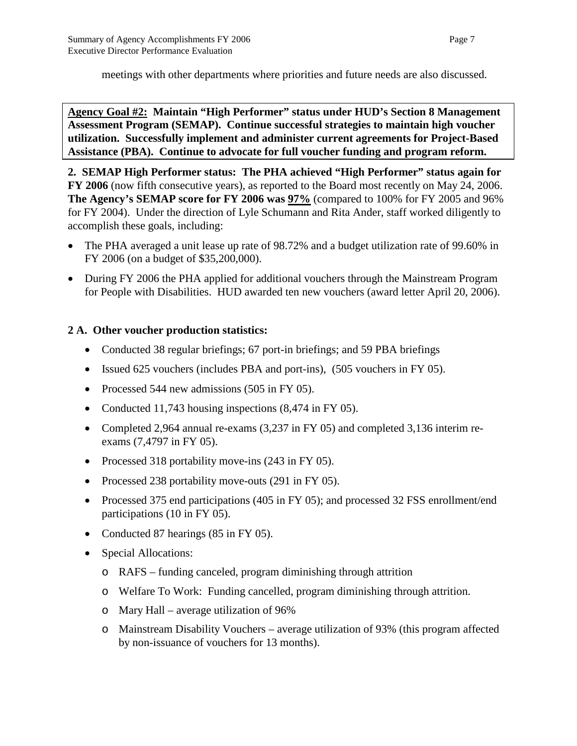meetings with other departments where priorities and future needs are also discussed.

**<u>Agency Goal #2:</u> Maintain "High Performer" status under HUD's Section 8 Management Assessment Program (SEMAP). Continue successful strategies to maintain high voucher utilization. Successfully implement and administer current agreements for Project-Based Assistance (PBA). Continue to advocate for full voucher funding and program reform.**

**2. SEMAP High Performer status: The PHA achieved "High Performer" status again for FY 2006** (now fifth consecutive years), as reported to the Board most recently on May 24, 2006. **The Agency's SEMAP score for FY 2006 was <u>97%</u>** (compared to 100% for FY 2005 and 96% for FY 2004). Under the direction of Lyle Schumann and Rita Ander, staff worked diligently to accomplish these goals, including:

- The PHA averaged a unit lease up rate of 98.72% and a budget utilization rate of 99.60% in FY 2006 (on a budget of $35,200,000).
- During FY 2006 the PHA applied for additional vouchers through the Mainstream Program for People with Disabilities. HUD awarded ten new vouchers (award letter April 20, 2006).

**2 A. Other voucher production statistics:**

- Conducted 38 regular briefings; 67 port-in briefings; and 59 PBA briefings
- Issued 625 vouchers (includes PBA and port-ins), (505 vouchers in FY 05).
- Processed 544 new admissions (505 in FY 05).
- Conducted 11,743 housing inspections (8,474 in FY 05).
- Completed 2,964 annual re-exams (3,237 in FY 05) and completed 3,136 interim re-exams (7,4797 in FY 05).
- Processed 318 portability move-ins (243 in FY 05).
- Processed 238 portability move-outs (291 in FY 05).
- Processed 375 end participations (405 in FY 05); and processed 32 FSS enrollment/end participations (10 in FY 05).
- Conducted 87 hearings (85 in FY 05).
- Special Allocations:
  - RAFS – funding canceled, program diminishing through attrition
  - Welfare To Work: Funding cancelled, program diminishing through attrition.
  - Mary Hall – average utilization of 96%
  - Mainstream Disability Vouchers – average utilization of 93% (this program affected by non-issuance of vouchers for 13 months).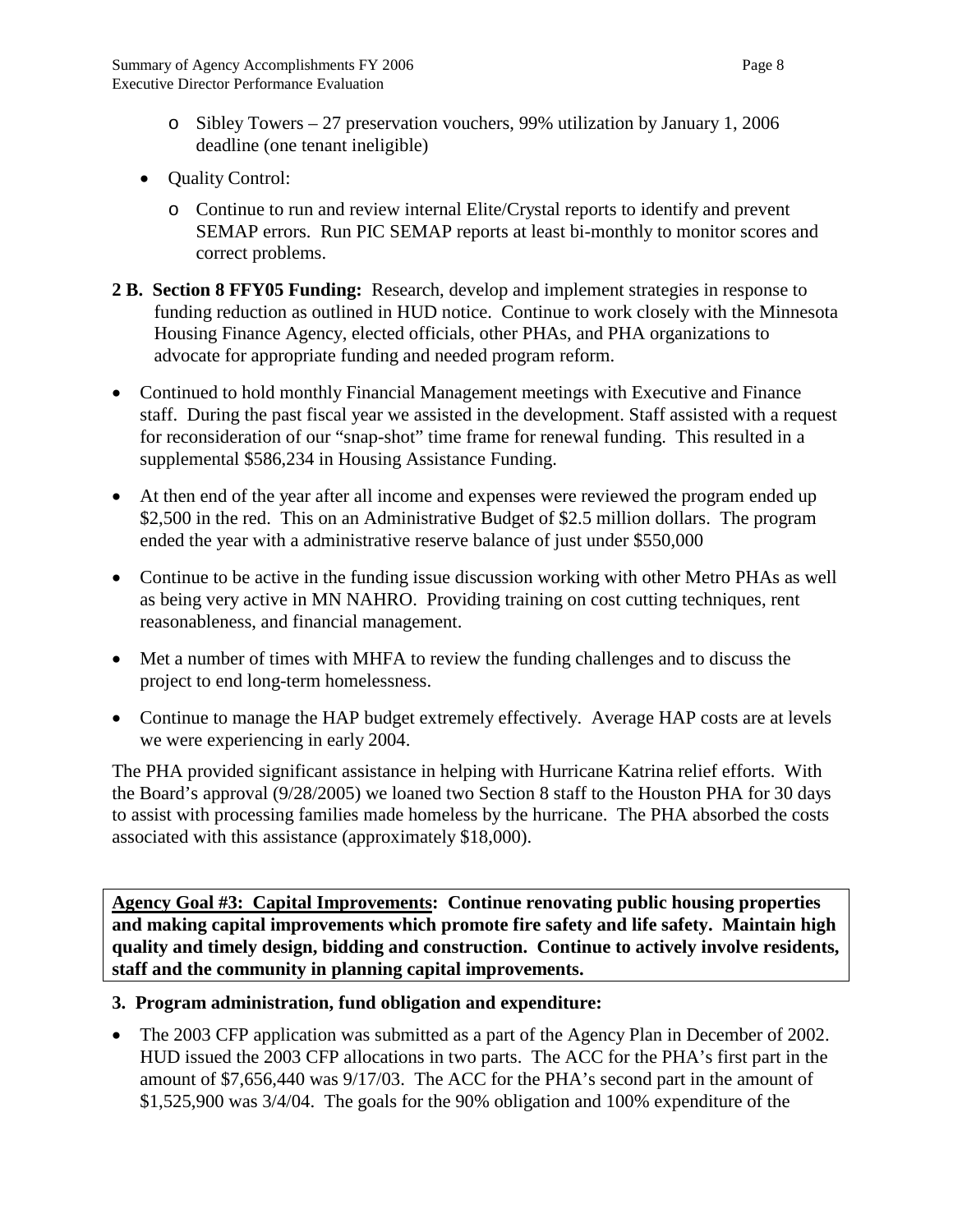- Sibley Towers – 27 preservation vouchers, 99% utilization by January 1, 2006 deadline (one tenant ineligible)

- Quality Control:
  - Continue to run and review internal Elite/Crystal reports to identify and prevent SEMAP errors. Run PIC SEMAP reports at least bi-monthly to monitor scores and correct problems.

**2 B. Section 8 FFY05 Funding:** Research, develop and implement strategies in response to funding reduction as outlined in HUD notice. Continue to work closely with the Minnesota Housing Finance Agency, elected officials, other PHAs, and PHA organizations to advocate for appropriate funding and needed program reform.

- Continued to hold monthly Financial Management meetings with Executive and Finance staff. During the past fiscal year we assisted in the development. Staff assisted with a request for reconsideration of our "snap-shot" time frame for renewal funding. This resulted in a supplemental $586,234 in Housing Assistance Funding.
- At then end of the year after all income and expenses were reviewed the program ended up $2,500 in the red. This on an Administrative Budget of $2.5 million dollars. The program ended the year with a administrative reserve balance of just under $550,000
- Continue to be active in the funding issue discussion working with other Metro PHAs as well as being very active in MN NAHRO. Providing training on cost cutting techniques, rent reasonableness, and financial management.
- Met a number of times with MHFA to review the funding challenges and to discuss the project to end long-term homelessness.
- Continue to manage the HAP budget extremely effectively. Average HAP costs are at levels we were experiencing in early 2004.

The PHA provided significant assistance in helping with Hurricane Katrina relief efforts. With the Board's approval (9/28/2005) we loaned two Section 8 staff to the Houston PHA for 30 days to assist with processing families made homeless by the hurricane. The PHA absorbed the costs associated with this assistance (approximately $18,000).

**<u>Agency Goal #3: Capital Improvements</u>: Continue renovating public housing properties and making capital improvements which promote fire safety and life safety. Maintain high quality and timely design, bidding and construction. Continue to actively involve residents, staff and the community in planning capital improvements.**

**3. Program administration, fund obligation and expenditure:**

- The 2003 CFP application was submitted as a part of the Agency Plan in December of 2002. HUD issued the 2003 CFP allocations in two parts. The ACC for the PHA's first part in the amount of $7,656,440 was 9/17/03. The ACC for the PHA's second part in the amount of $1,525,900 was 3/4/04. The goals for the 90% obligation and 100% expenditure of the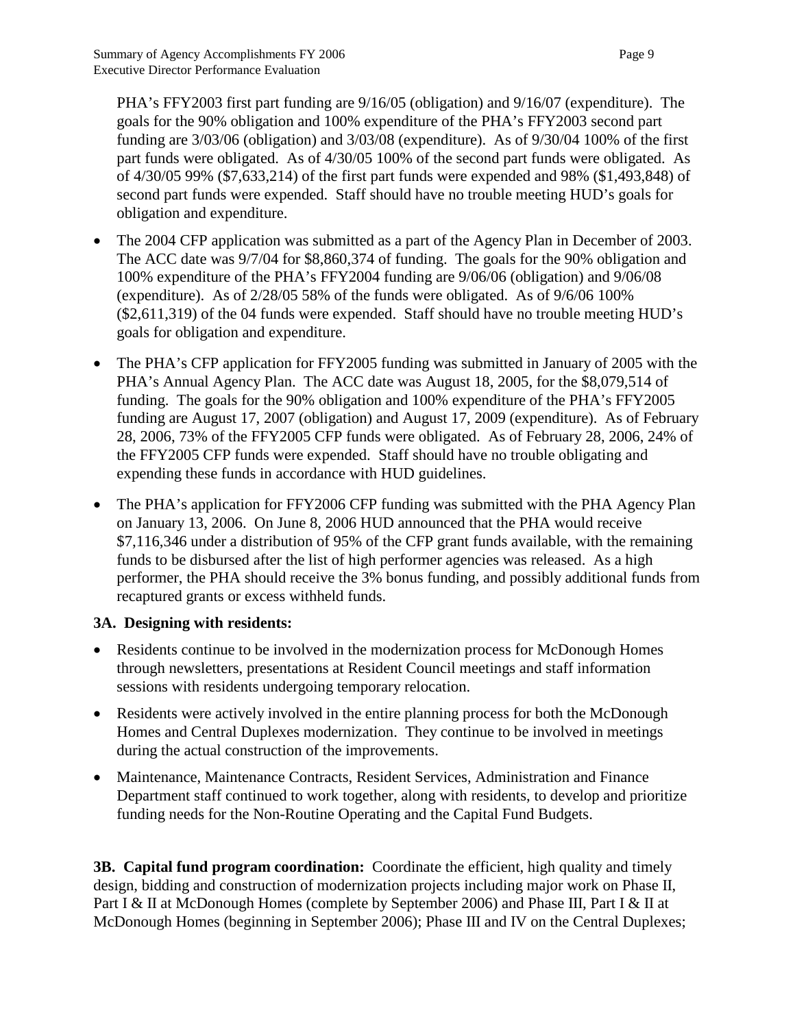PHA's FFY2003 first part funding are 9/16/05 (obligation) and 9/16/07 (expenditure). The goals for the 90% obligation and 100% expenditure of the PHA's FFY2003 second part funding are 3/03/06 (obligation) and 3/03/08 (expenditure). As of 9/30/04 100% of the first part funds were obligated. As of 4/30/05 100% of the second part funds were obligated. As of 4/30/05 99% ($7,633,214) of the first part funds were expended and 98% ($1,493,848) of second part funds were expended. Staff should have no trouble meeting HUD's goals for obligation and expenditure.

- The 2004 CFP application was submitted as a part of the Agency Plan in December of 2003. The ACC date was 9/7/04 for $8,860,374 of funding. The goals for the 90% obligation and 100% expenditure of the PHA's FFY2004 funding are 9/06/06 (obligation) and 9/06/08 (expenditure). As of 2/28/05 58% of the funds were obligated. As of 9/6/06 100% ($2,611,319) of the 04 funds were expended. Staff should have no trouble meeting HUD's goals for obligation and expenditure.
- The PHA's CFP application for FFY2005 funding was submitted in January of 2005 with the PHA's Annual Agency Plan. The ACC date was August 18, 2005, for the $8,079,514 of funding. The goals for the 90% obligation and 100% expenditure of the PHA's FFY2005 funding are August 17, 2007 (obligation) and August 17, 2009 (expenditure). As of February 28, 2006, 73% of the FFY2005 CFP funds were obligated. As of February 28, 2006, 24% of the FFY2005 CFP funds were expended. Staff should have no trouble obligating and expending these funds in accordance with HUD guidelines.
- The PHA's application for FFY2006 CFP funding was submitted with the PHA Agency Plan on January 13, 2006. On June 8, 2006 HUD announced that the PHA would receive $7,116,346 under a distribution of 95% of the CFP grant funds available, with the remaining funds to be disbursed after the list of high performer agencies was released. As a high performer, the PHA should receive the 3% bonus funding, and possibly additional funds from recaptured grants or excess withheld funds.

**3A. Designing with residents:**

- Residents continue to be involved in the modernization process for McDonough Homes through newsletters, presentations at Resident Council meetings and staff information sessions with residents undergoing temporary relocation.
- Residents were actively involved in the entire planning process for both the McDonough Homes and Central Duplexes modernization. They continue to be involved in meetings during the actual construction of the improvements.
- Maintenance, Maintenance Contracts, Resident Services, Administration and Finance Department staff continued to work together, along with residents, to develop and prioritize funding needs for the Non-Routine Operating and the Capital Fund Budgets.

**3B. Capital fund program coordination:** Coordinate the efficient, high quality and timely design, bidding and construction of modernization projects including major work on Phase II, Part I & II at McDonough Homes (complete by September 2006) and Phase III, Part I & II at McDonough Homes (beginning in September 2006); Phase III and IV on the Central Duplexes;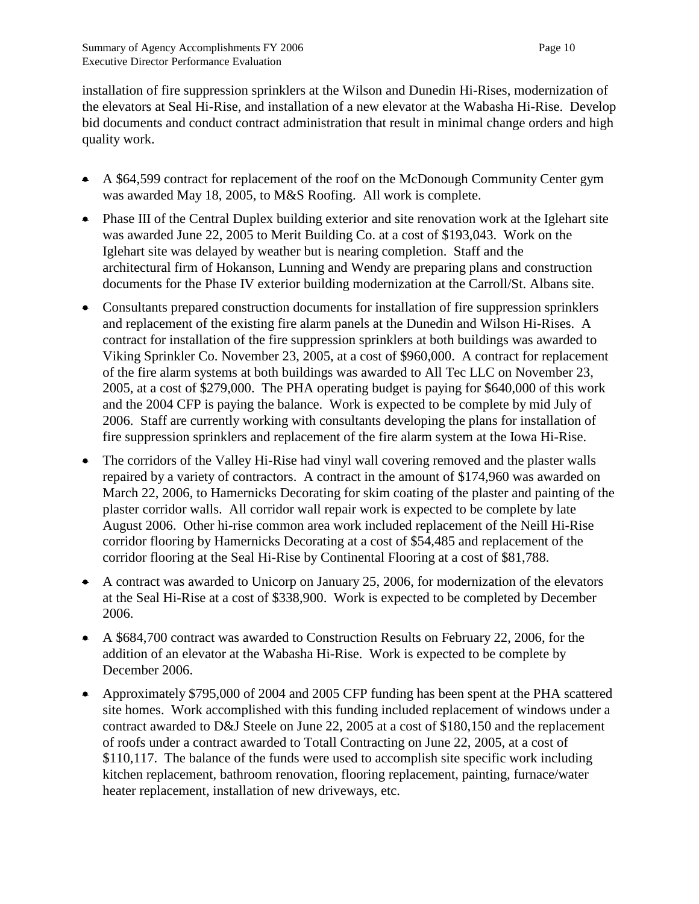installation of fire suppression sprinklers at the Wilson and Dunedin Hi-Rises, modernization of the elevators at Seal Hi-Rise, and installation of a new elevator at the Wabasha Hi-Rise. Develop bid documents and conduct contract administration that result in minimal change orders and high quality work.

- A $64,599 contract for replacement of the roof on the McDonough Community Center gym was awarded May 18, 2005, to M&S Roofing. All work is complete.
- Phase III of the Central Duplex building exterior and site renovation work at the Iglehart site was awarded June 22, 2005 to Merit Building Co. at a cost of $193,043. Work on the Iglehart site was delayed by weather but is nearing completion. Staff and the architectural firm of Hokanson, Lunning and Wendy are preparing plans and construction documents for the Phase IV exterior building modernization at the Carroll/St. Albans site.
- Consultants prepared construction documents for installation of fire suppression sprinklers and replacement of the existing fire alarm panels at the Dunedin and Wilson Hi-Rises. A contract for installation of the fire suppression sprinklers at both buildings was awarded to Viking Sprinkler Co. November 23, 2005, at a cost of $960,000. A contract for replacement of the fire alarm systems at both buildings was awarded to All Tec LLC on November 23, 2005, at a cost of $279,000. The PHA operating budget is paying for $640,000 of this work and the 2004 CFP is paying the balance. Work is expected to be complete by mid July of 2006. Staff are currently working with consultants developing the plans for installation of fire suppression sprinklers and replacement of the fire alarm system at the Iowa Hi-Rise.
- The corridors of the Valley Hi-Rise had vinyl wall covering removed and the plaster walls repaired by a variety of contractors. A contract in the amount of $174,960 was awarded on March 22, 2006, to Hamernicks Decorating for skim coating of the plaster and painting of the plaster corridor walls. All corridor wall repair work is expected to be complete by late August 2006. Other hi-rise common area work included replacement of the Neill Hi-Rise corridor flooring by Hamernicks Decorating at a cost of $54,485 and replacement of the corridor flooring at the Seal Hi-Rise by Continental Flooring at a cost of $81,788.
- A contract was awarded to Unicorp on January 25, 2006, for modernization of the elevators at the Seal Hi-Rise at a cost of $338,900. Work is expected to be completed by December 2006.
- A $684,700 contract was awarded to Construction Results on February 22, 2006, for the addition of an elevator at the Wabasha Hi-Rise. Work is expected to be complete by December 2006.
- Approximately $795,000 of 2004 and 2005 CFP funding has been spent at the PHA scattered site homes. Work accomplished with this funding included replacement of windows under a contract awarded to D&J Steele on June 22, 2005 at a cost of $180,150 and the replacement of roofs under a contract awarded to Totall Contracting on June 22, 2005, at a cost of $110,117. The balance of the funds were used to accomplish site specific work including kitchen replacement, bathroom renovation, flooring replacement, painting, furnace/water heater replacement, installation of new driveways, etc.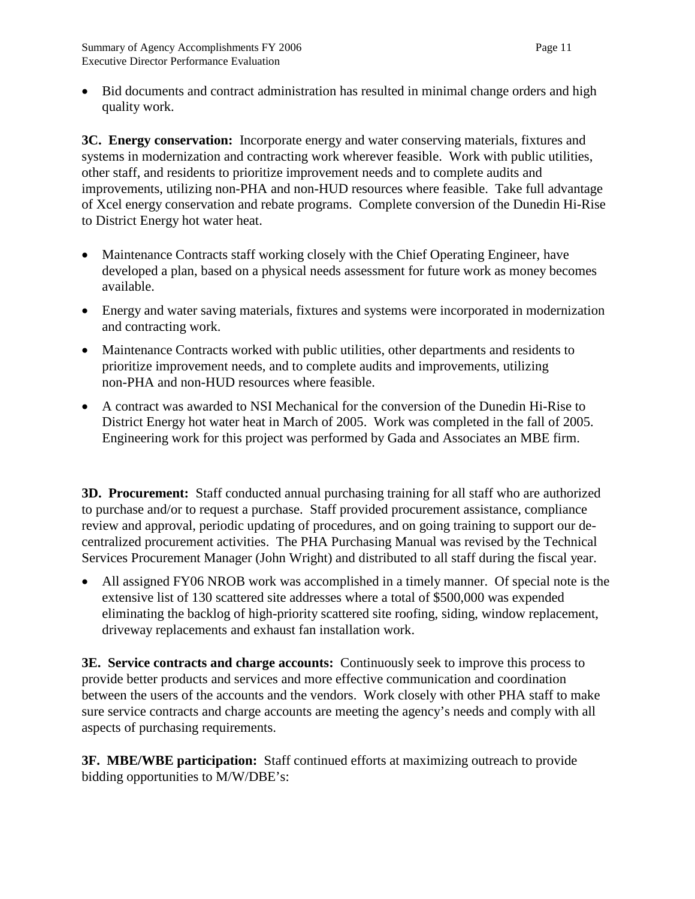- Bid documents and contract administration has resulted in minimal change orders and high quality work.

**3C. Energy conservation:** Incorporate energy and water conserving materials, fixtures and systems in modernization and contracting work wherever feasible. Work with public utilities, other staff, and residents to prioritize improvement needs and to complete audits and improvements, utilizing non-PHA and non-HUD resources where feasible. Take full advantage of Xcel energy conservation and rebate programs. Complete conversion of the Dunedin Hi-Rise to District Energy hot water heat.

- Maintenance Contracts staff working closely with the Chief Operating Engineer, have developed a plan, based on a physical needs assessment for future work as money becomes available.
- Energy and water saving materials, fixtures and systems were incorporated in modernization and contracting work.
- Maintenance Contracts worked with public utilities, other departments and residents to prioritize improvement needs, and to complete audits and improvements, utilizing non-PHA and non-HUD resources where feasible.
- A contract was awarded to NSI Mechanical for the conversion of the Dunedin Hi-Rise to District Energy hot water heat in March of 2005. Work was completed in the fall of 2005. Engineering work for this project was performed by Gada and Associates an MBE firm.

**3D. Procurement:** Staff conducted annual purchasing training for all staff who are authorized to purchase and/or to request a purchase. Staff provided procurement assistance, compliance review and approval, periodic updating of procedures, and on going training to support our de-centralized procurement activities. The PHA Purchasing Manual was revised by the Technical Services Procurement Manager (John Wright) and distributed to all staff during the fiscal year.

- All assigned FY06 NROB work was accomplished in a timely manner. Of special note is the extensive list of 130 scattered site addresses where a total of $500,000 was expended eliminating the backlog of high-priority scattered site roofing, siding, window replacement, driveway replacements and exhaust fan installation work.

**3E. Service contracts and charge accounts:** Continuously seek to improve this process to provide better products and services and more effective communication and coordination between the users of the accounts and the vendors. Work closely with other PHA staff to make sure service contracts and charge accounts are meeting the agency's needs and comply with all aspects of purchasing requirements.

**3F. MBE/WBE participation:** Staff continued efforts at maximizing outreach to provide bidding opportunities to M/W/DBE's: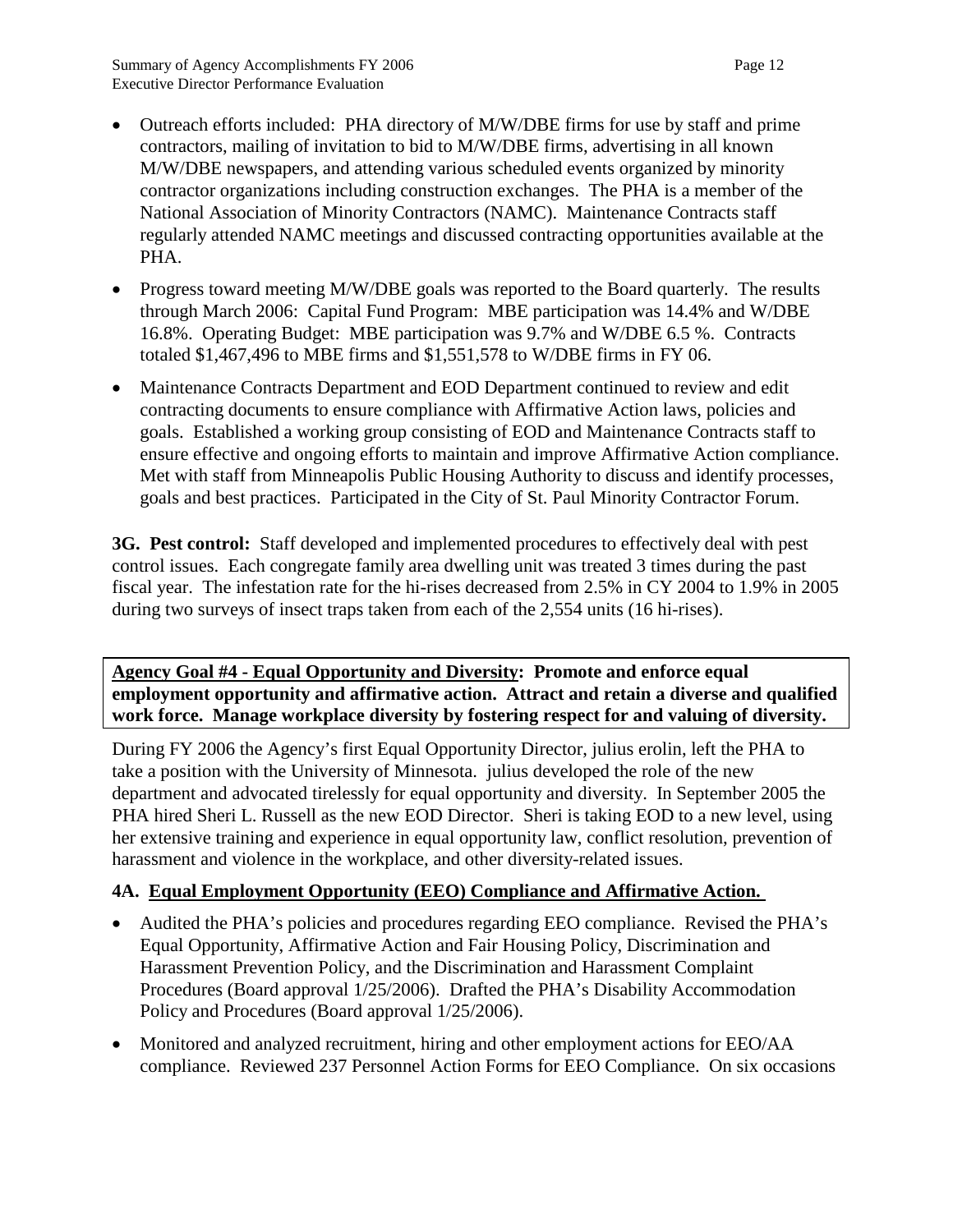- Outreach efforts included: PHA directory of M/W/DBE firms for use by staff and prime contractors, mailing of invitation to bid to M/W/DBE firms, advertising in all known M/W/DBE newspapers, and attending various scheduled events organized by minority contractor organizations including construction exchanges. The PHA is a member of the National Association of Minority Contractors (NAMC). Maintenance Contracts staff regularly attended NAMC meetings and discussed contracting opportunities available at the PHA.
- Progress toward meeting M/W/DBE goals was reported to the Board quarterly. The results through March 2006: Capital Fund Program: MBE participation was 14.4% and W/DBE 16.8%. Operating Budget: MBE participation was 9.7% and W/DBE 6.5 %. Contracts totaled $1,467,496 to MBE firms and $1,551,578 to W/DBE firms in FY 06.
- Maintenance Contracts Department and EOD Department continued to review and edit contracting documents to ensure compliance with Affirmative Action laws, policies and goals. Established a working group consisting of EOD and Maintenance Contracts staff to ensure effective and ongoing efforts to maintain and improve Affirmative Action compliance. Met with staff from Minneapolis Public Housing Authority to discuss and identify processes, goals and best practices. Participated in the City of St. Paul Minority Contractor Forum.

**3G. Pest control:** Staff developed and implemented procedures to effectively deal with pest control issues. Each congregate family area dwelling unit was treated 3 times during the past fiscal year. The infestation rate for the hi-rises decreased from 2.5% in CY 2004 to 1.9% in 2005 during two surveys of insect traps taken from each of the 2,554 units (16 hi-rises).

**Agency Goal #4 - Equal Opportunity and Diversity: Promote and enforce equal employment opportunity and affirmative action. Attract and retain a diverse and qualified work force. Manage workplace diversity by fostering respect for and valuing of diversity.**

During FY 2006 the Agency's first Equal Opportunity Director, julius erolin, left the PHA to take a position with the University of Minnesota. julius developed the role of the new department and advocated tirelessly for equal opportunity and diversity. In September 2005 the PHA hired Sheri L. Russell as the new EOD Director. Sheri is taking EOD to a new level, using her extensive training and experience in equal opportunity law, conflict resolution, prevention of harassment and violence in the workplace, and other diversity-related issues.

### 4A. Equal Employment Opportunity (EEO) Compliance and Affirmative Action.

- Audited the PHA's policies and procedures regarding EEO compliance. Revised the PHA's Equal Opportunity, Affirmative Action and Fair Housing Policy, Discrimination and Harassment Prevention Policy, and the Discrimination and Harassment Complaint Procedures (Board approval 1/25/2006). Drafted the PHA's Disability Accommodation Policy and Procedures (Board approval 1/25/2006).
- Monitored and analyzed recruitment, hiring and other employment actions for EEO/AA compliance. Reviewed 237 Personnel Action Forms for EEO Compliance. On six occasions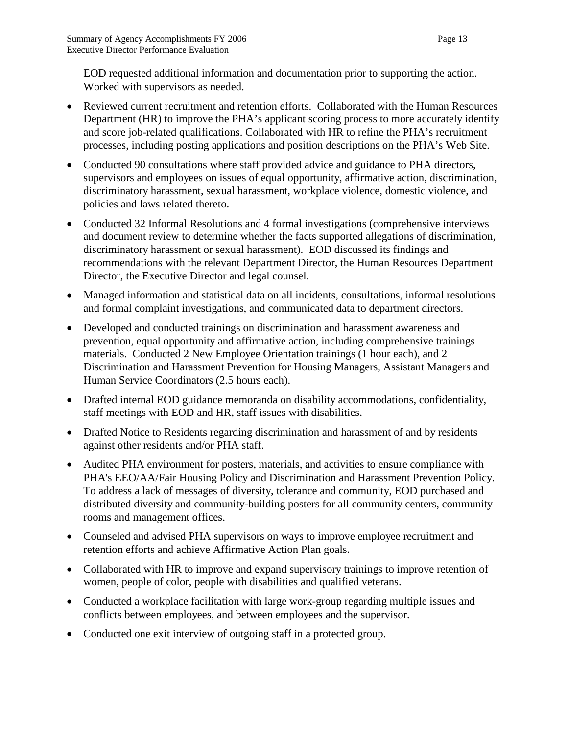EOD requested additional information and documentation prior to supporting the action. Worked with supervisors as needed.

- Reviewed current recruitment and retention efforts. Collaborated with the Human Resources Department (HR) to improve the PHA's applicant scoring process to more accurately identify and score job-related qualifications. Collaborated with HR to refine the PHA's recruitment processes, including posting applications and position descriptions on the PHA's Web Site.
- Conducted 90 consultations where staff provided advice and guidance to PHA directors, supervisors and employees on issues of equal opportunity, affirmative action, discrimination, discriminatory harassment, sexual harassment, workplace violence, domestic violence, and policies and laws related thereto.
- Conducted 32 Informal Resolutions and 4 formal investigations (comprehensive interviews and document review to determine whether the facts supported allegations of discrimination, discriminatory harassment or sexual harassment). EOD discussed its findings and recommendations with the relevant Department Director, the Human Resources Department Director, the Executive Director and legal counsel.
- Managed information and statistical data on all incidents, consultations, informal resolutions and formal complaint investigations, and communicated data to department directors.
- Developed and conducted trainings on discrimination and harassment awareness and prevention, equal opportunity and affirmative action, including comprehensive trainings materials. Conducted 2 New Employee Orientation trainings (1 hour each), and 2 Discrimination and Harassment Prevention for Housing Managers, Assistant Managers and Human Service Coordinators (2.5 hours each).
- Drafted internal EOD guidance memoranda on disability accommodations, confidentiality, staff meetings with EOD and HR, staff issues with disabilities.
- Drafted Notice to Residents regarding discrimination and harassment of and by residents against other residents and/or PHA staff.
- Audited PHA environment for posters, materials, and activities to ensure compliance with PHA's EEO/AA/Fair Housing Policy and Discrimination and Harassment Prevention Policy. To address a lack of messages of diversity, tolerance and community, EOD purchased and distributed diversity and community-building posters for all community centers, community rooms and management offices.
- Counseled and advised PHA supervisors on ways to improve employee recruitment and retention efforts and achieve Affirmative Action Plan goals.
- Collaborated with HR to improve and expand supervisory trainings to improve retention of women, people of color, people with disabilities and qualified veterans.
- Conducted a workplace facilitation with large work-group regarding multiple issues and conflicts between employees, and between employees and the supervisor.
- Conducted one exit interview of outgoing staff in a protected group.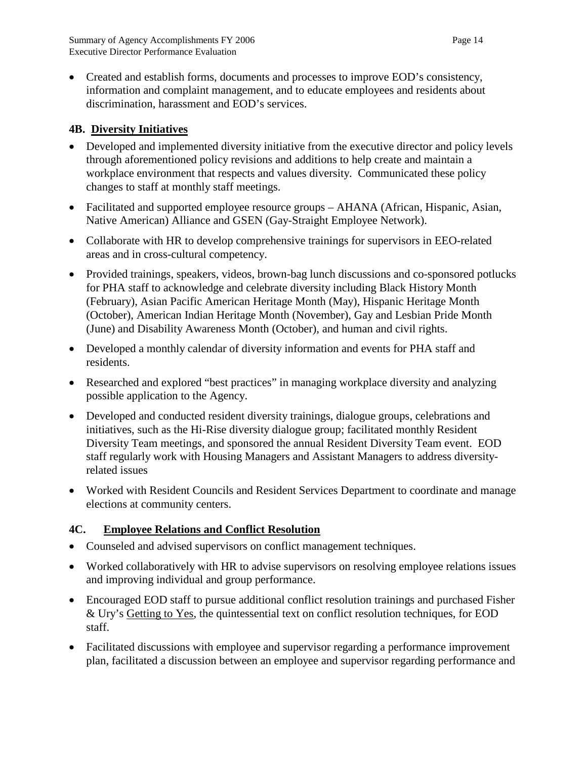- Created and establish forms, documents and processes to improve EOD's consistency, information and complaint management, and to educate employees and residents about discrimination, harassment and EOD's services.

### 4B. <u>Diversity Initiatives</u>

- Developed and implemented diversity initiative from the executive director and policy levels through aforementioned policy revisions and additions to help create and maintain a workplace environment that respects and values diversity. Communicated these policy changes to staff at monthly staff meetings.
- Facilitated and supported employee resource groups – AHANA (African, Hispanic, Asian, Native American) Alliance and GSEN (Gay-Straight Employee Network).
- Collaborate with HR to develop comprehensive trainings for supervisors in EEO-related areas and in cross-cultural competency.
- Provided trainings, speakers, videos, brown-bag lunch discussions and co-sponsored potlucks for PHA staff to acknowledge and celebrate diversity including Black History Month (February), Asian Pacific American Heritage Month (May), Hispanic Heritage Month (October), American Indian Heritage Month (November), Gay and Lesbian Pride Month (June) and Disability Awareness Month (October), and human and civil rights.
- Developed a monthly calendar of diversity information and events for PHA staff and residents.
- Researched and explored "best practices" in managing workplace diversity and analyzing possible application to the Agency.
- Developed and conducted resident diversity trainings, dialogue groups, celebrations and initiatives, such as the Hi-Rise diversity dialogue group; facilitated monthly Resident Diversity Team meetings, and sponsored the annual Resident Diversity Team event. EOD staff regularly work with Housing Managers and Assistant Managers to address diversity-related issues
- Worked with Resident Councils and Resident Services Department to coordinate and manage elections at community centers.

### 4C. <u>Employee Relations and Conflict Resolution</u>

- Counseled and advised supervisors on conflict management techniques.
- Worked collaboratively with HR to advise supervisors on resolving employee relations issues and improving individual and group performance.
- Encouraged EOD staff to pursue additional conflict resolution trainings and purchased Fisher & Ury's <u>Getting to Yes</u>, the quintessential text on conflict resolution techniques, for EOD staff.
- Facilitated discussions with employee and supervisor regarding a performance improvement plan, facilitated a discussion between an employee and supervisor regarding performance and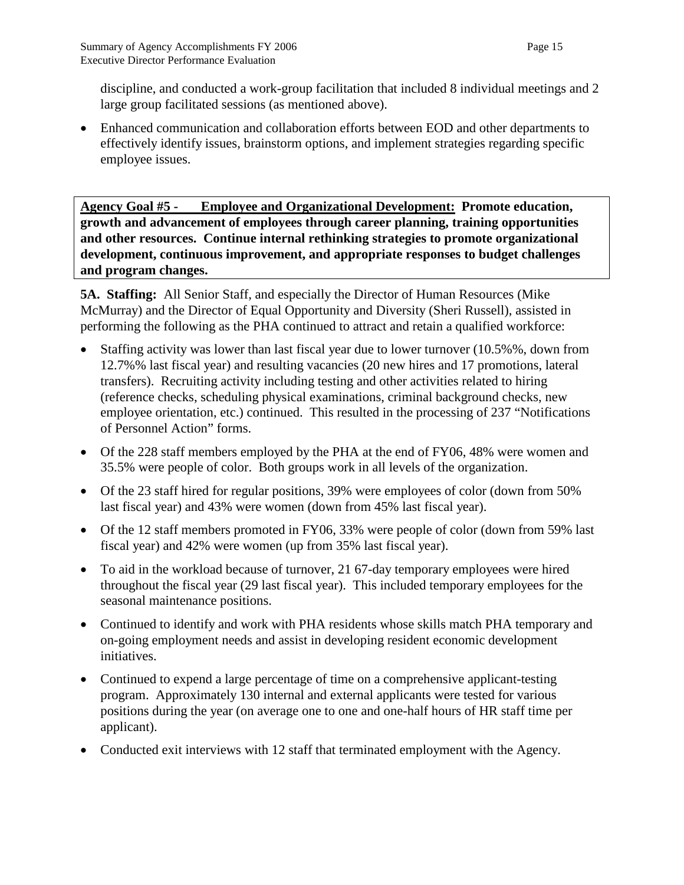discipline, and conducted a work-group facilitation that included 8 individual meetings and 2 large group facilitated sessions (as mentioned above).

- Enhanced communication and collaboration efforts between EOD and other departments to effectively identify issues, brainstorm options, and implement strategies regarding specific employee issues.

**<u>Agency Goal #5 - Employee and Organizational Development:</u> Promote education, growth and advancement of employees through career planning, training opportunities and other resources. Continue internal rethinking strategies to promote organizational development, continuous improvement, and appropriate responses to budget challenges and program changes.**

**5A. Staffing:** All Senior Staff, and especially the Director of Human Resources (Mike McMurray) and the Director of Equal Opportunity and Diversity (Sheri Russell), assisted in performing the following as the PHA continued to attract and retain a qualified workforce:

- Staffing activity was lower than last fiscal year due to lower turnover (10.5%%, down from 12.7%% last fiscal year) and resulting vacancies (20 new hires and 17 promotions, lateral transfers). Recruiting activity including testing and other activities related to hiring (reference checks, scheduling physical examinations, criminal background checks, new employee orientation, etc.) continued. This resulted in the processing of 237 "Notifications of Personnel Action" forms.
- Of the 228 staff members employed by the PHA at the end of FY06, 48% were women and 35.5% were people of color. Both groups work in all levels of the organization.
- Of the 23 staff hired for regular positions, 39% were employees of color (down from 50% last fiscal year) and 43% were women (down from 45% last fiscal year).
- Of the 12 staff members promoted in FY06, 33% were people of color (down from 59% last fiscal year) and 42% were women (up from 35% last fiscal year).
- To aid in the workload because of turnover, 21 67-day temporary employees were hired throughout the fiscal year (29 last fiscal year). This included temporary employees for the seasonal maintenance positions.
- Continued to identify and work with PHA residents whose skills match PHA temporary and on-going employment needs and assist in developing resident economic development initiatives.
- Continued to expend a large percentage of time on a comprehensive applicant-testing program. Approximately 130 internal and external applicants were tested for various positions during the year (on average one to one and one-half hours of HR staff time per applicant).
- Conducted exit interviews with 12 staff that terminated employment with the Agency.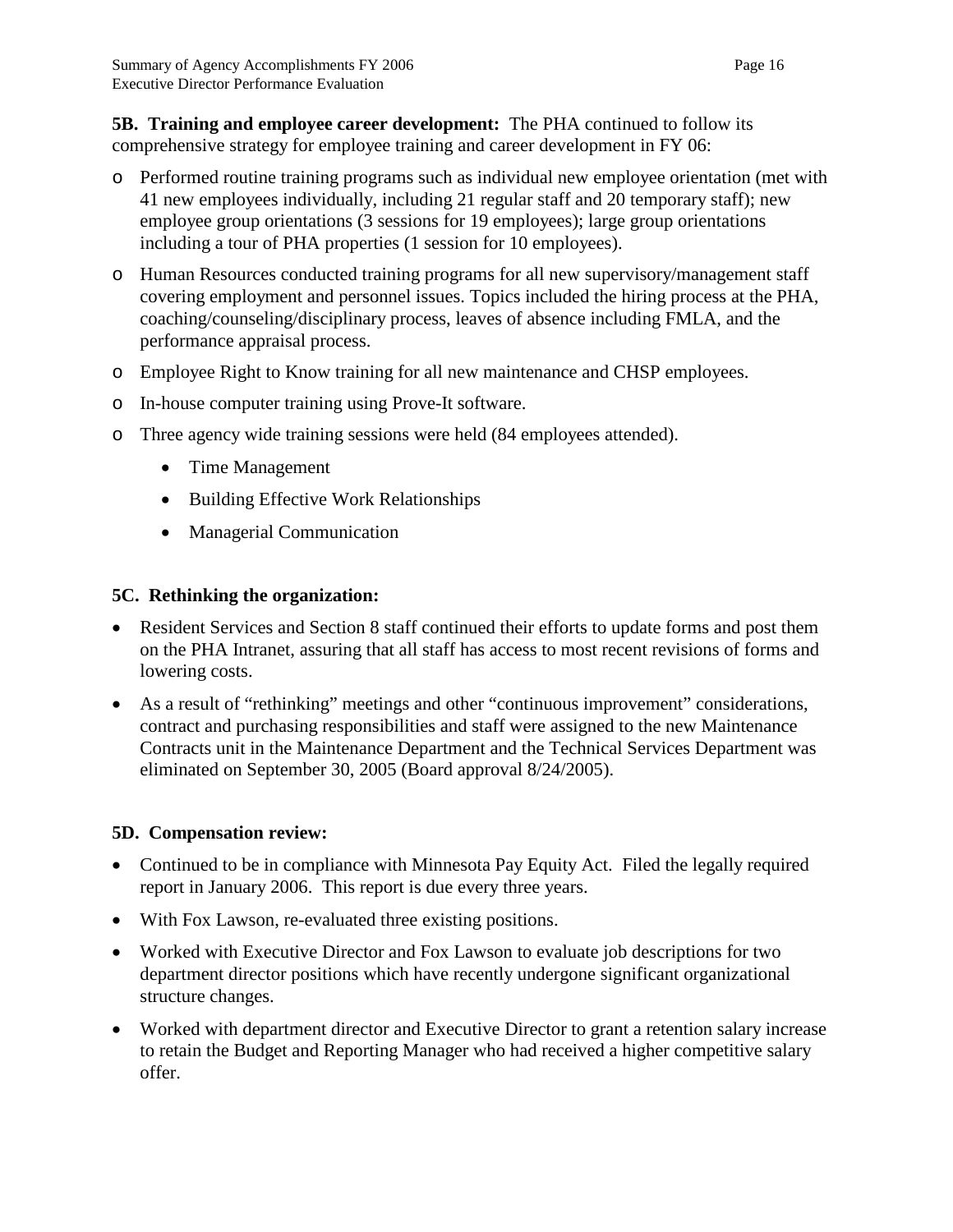**5B. Training and employee career development:** The PHA continued to follow its comprehensive strategy for employee training and career development in FY 06:

- Performed routine training programs such as individual new employee orientation (met with 41 new employees individually, including 21 regular staff and 20 temporary staff); new employee group orientations (3 sessions for 19 employees); large group orientations including a tour of PHA properties (1 session for 10 employees).
- Human Resources conducted training programs for all new supervisory/management staff covering employment and personnel issues. Topics included the hiring process at the PHA, coaching/counseling/disciplinary process, leaves of absence including FMLA, and the performance appraisal process.
- Employee Right to Know training for all new maintenance and CHSP employees.
- In-house computer training using Prove-It software.
- Three agency wide training sessions were held (84 employees attended).
  - Time Management
  - Building Effective Work Relationships
  - Managerial Communication

**5C. Rethinking the organization:**

- Resident Services and Section 8 staff continued their efforts to update forms and post them on the PHA Intranet, assuring that all staff has access to most recent revisions of forms and lowering costs.
- As a result of "rethinking" meetings and other "continuous improvement" considerations, contract and purchasing responsibilities and staff were assigned to the new Maintenance Contracts unit in the Maintenance Department and the Technical Services Department was eliminated on September 30, 2005 (Board approval 8/24/2005).

**5D. Compensation review:**

- Continued to be in compliance with Minnesota Pay Equity Act. Filed the legally required report in January 2006. This report is due every three years.
- With Fox Lawson, re-evaluated three existing positions.
- Worked with Executive Director and Fox Lawson to evaluate job descriptions for two department director positions which have recently undergone significant organizational structure changes.
- Worked with department director and Executive Director to grant a retention salary increase to retain the Budget and Reporting Manager who had received a higher competitive salary offer.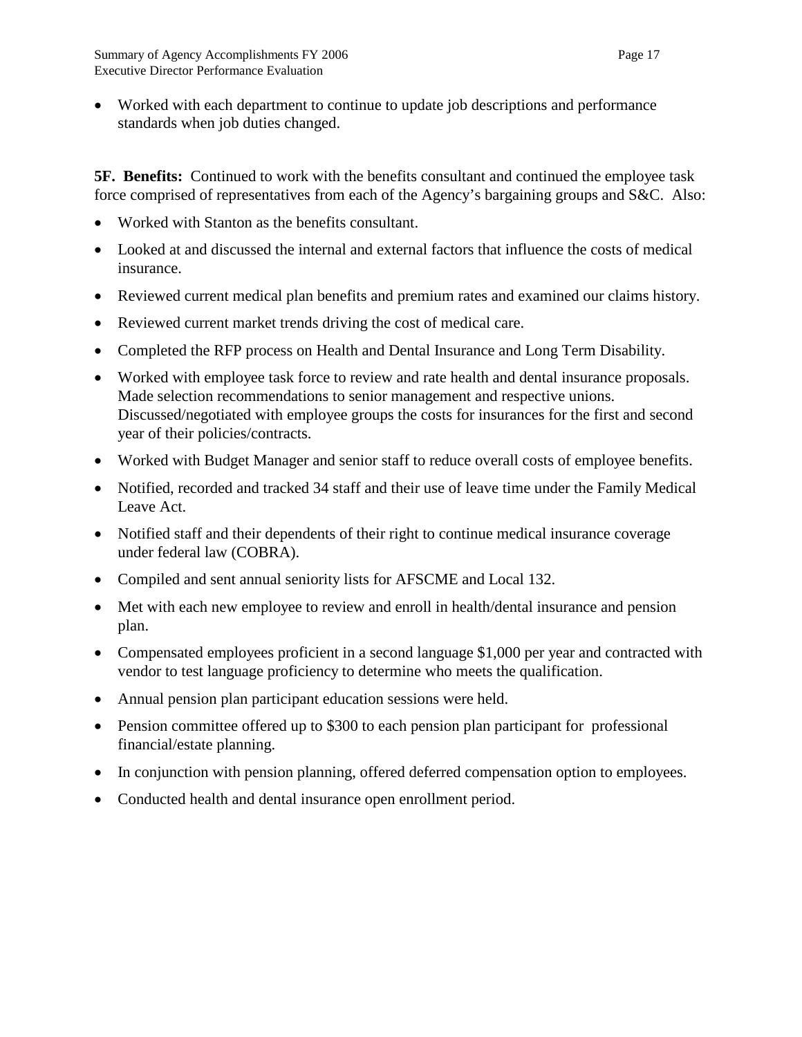- Worked with each department to continue to update job descriptions and performance standards when job duties changed.

**5F. Benefits:** Continued to work with the benefits consultant and continued the employee task force comprised of representatives from each of the Agency's bargaining groups and S&C. Also:

- Worked with Stanton as the benefits consultant.
- Looked at and discussed the internal and external factors that influence the costs of medical insurance.
- Reviewed current medical plan benefits and premium rates and examined our claims history.
- Reviewed current market trends driving the cost of medical care.
- Completed the RFP process on Health and Dental Insurance and Long Term Disability.
- Worked with employee task force to review and rate health and dental insurance proposals. Made selection recommendations to senior management and respective unions. Discussed/negotiated with employee groups the costs for insurances for the first and second year of their policies/contracts.
- Worked with Budget Manager and senior staff to reduce overall costs of employee benefits.
- Notified, recorded and tracked 34 staff and their use of leave time under the Family Medical Leave Act.
- Notified staff and their dependents of their right to continue medical insurance coverage under federal law (COBRA).
- Compiled and sent annual seniority lists for AFSCME and Local 132.
- Met with each new employee to review and enroll in health/dental insurance and pension plan.
- Compensated employees proficient in a second language $1,000 per year and contracted with vendor to test language proficiency to determine who meets the qualification.
- Annual pension plan participant education sessions were held.
- Pension committee offered up to $300 to each pension plan participant for professional financial/estate planning.
- In conjunction with pension planning, offered deferred compensation option to employees.
- Conducted health and dental insurance open enrollment period.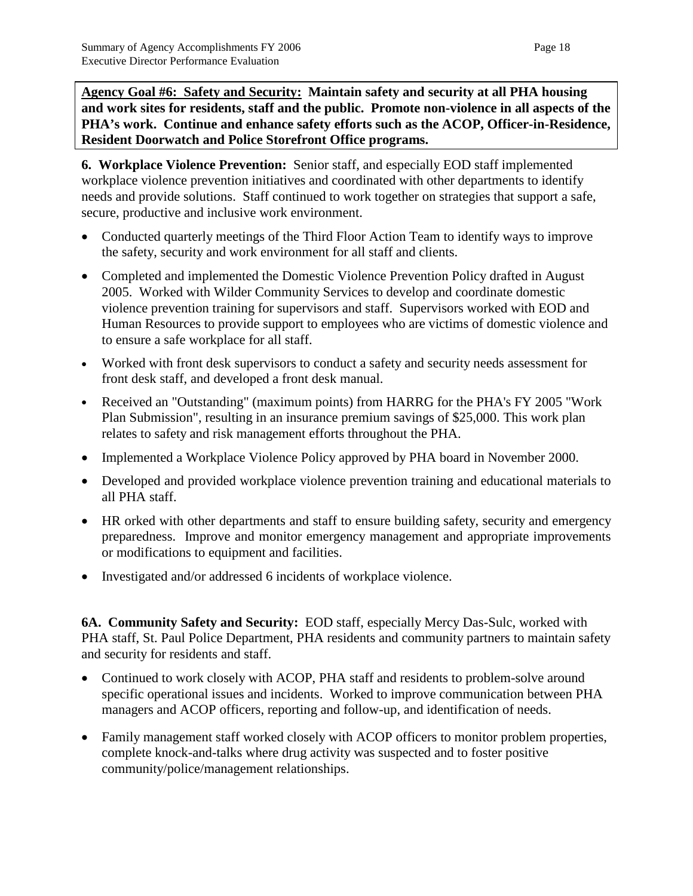**Agency Goal #6: Safety and Security: Maintain safety and security at all PHA housing and work sites for residents, staff and the public. Promote non-violence in all aspects of the PHA's work. Continue and enhance safety efforts such as the ACOP, Officer-in-Residence, Resident Doorwatch and Police Storefront Office programs.**

**6. Workplace Violence Prevention:** Senior staff, and especially EOD staff implemented workplace violence prevention initiatives and coordinated with other departments to identify needs and provide solutions. Staff continued to work together on strategies that support a safe, secure, productive and inclusive work environment.

- Conducted quarterly meetings of the Third Floor Action Team to identify ways to improve the safety, security and work environment for all staff and clients.
- Completed and implemented the Domestic Violence Prevention Policy drafted in August 2005. Worked with Wilder Community Services to develop and coordinate domestic violence prevention training for supervisors and staff. Supervisors worked with EOD and Human Resources to provide support to employees who are victims of domestic violence and to ensure a safe workplace for all staff.
- Worked with front desk supervisors to conduct a safety and security needs assessment for front desk staff, and developed a front desk manual.
- Received an "Outstanding" (maximum points) from HARRG for the PHA's FY 2005 "Work Plan Submission", resulting in an insurance premium savings of $25,000. This work plan relates to safety and risk management efforts throughout the PHA.
- Implemented a Workplace Violence Policy approved by PHA board in November 2000.
- Developed and provided workplace violence prevention training and educational materials to all PHA staff.
- HR orked with other departments and staff to ensure building safety, security and emergency preparedness. Improve and monitor emergency management and appropriate improvements or modifications to equipment and facilities.
- Investigated and/or addressed 6 incidents of workplace violence.

**6A. Community Safety and Security:** EOD staff, especially Mercy Das-Sulc, worked with PHA staff, St. Paul Police Department, PHA residents and community partners to maintain safety and security for residents and staff.

- Continued to work closely with ACOP, PHA staff and residents to problem-solve around specific operational issues and incidents. Worked to improve communication between PHA managers and ACOP officers, reporting and follow-up, and identification of needs.
- Family management staff worked closely with ACOP officers to monitor problem properties, complete knock-and-talks where drug activity was suspected and to foster positive community/police/management relationships.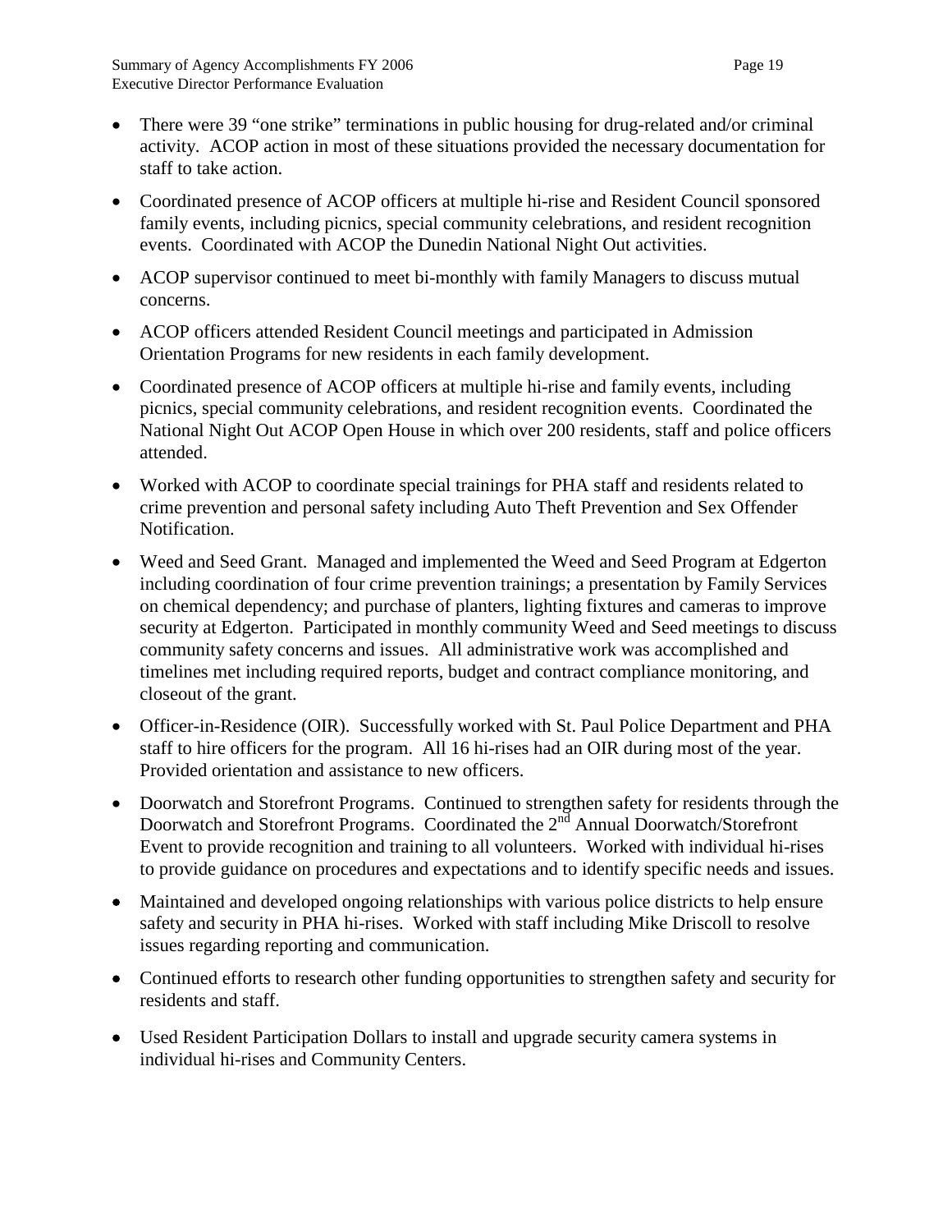- There were 39 "one strike" terminations in public housing for drug-related and/or criminal activity. ACOP action in most of these situations provided the necessary documentation for staff to take action.
- Coordinated presence of ACOP officers at multiple hi-rise and Resident Council sponsored family events, including picnics, special community celebrations, and resident recognition events. Coordinated with ACOP the Dunedin National Night Out activities.
- ACOP supervisor continued to meet bi-monthly with family Managers to discuss mutual concerns.
- ACOP officers attended Resident Council meetings and participated in Admission Orientation Programs for new residents in each family development.
- Coordinated presence of ACOP officers at multiple hi-rise and family events, including picnics, special community celebrations, and resident recognition events. Coordinated the National Night Out ACOP Open House in which over 200 residents, staff and police officers attended.
- Worked with ACOP to coordinate special trainings for PHA staff and residents related to crime prevention and personal safety including Auto Theft Prevention and Sex Offender Notification.
- Weed and Seed Grant. Managed and implemented the Weed and Seed Program at Edgerton including coordination of four crime prevention trainings; a presentation by Family Services on chemical dependency; and purchase of planters, lighting fixtures and cameras to improve security at Edgerton. Participated in monthly community Weed and Seed meetings to discuss community safety concerns and issues. All administrative work was accomplished and timelines met including required reports, budget and contract compliance monitoring, and closeout of the grant.
- Officer-in-Residence (OIR). Successfully worked with St. Paul Police Department and PHA staff to hire officers for the program. All 16 hi-rises had an OIR during most of the year. Provided orientation and assistance to new officers.
- Doorwatch and Storefront Programs. Continued to strengthen safety for residents through the Doorwatch and Storefront Programs. Coordinated the 2nd Annual Doorwatch/Storefront Event to provide recognition and training to all volunteers. Worked with individual hi-rises to provide guidance on procedures and expectations and to identify specific needs and issues.
- Maintained and developed ongoing relationships with various police districts to help ensure safety and security in PHA hi-rises. Worked with staff including Mike Driscoll to resolve issues regarding reporting and communication.
- Continued efforts to research other funding opportunities to strengthen safety and security for residents and staff.
- Used Resident Participation Dollars to install and upgrade security camera systems in individual hi-rises and Community Centers.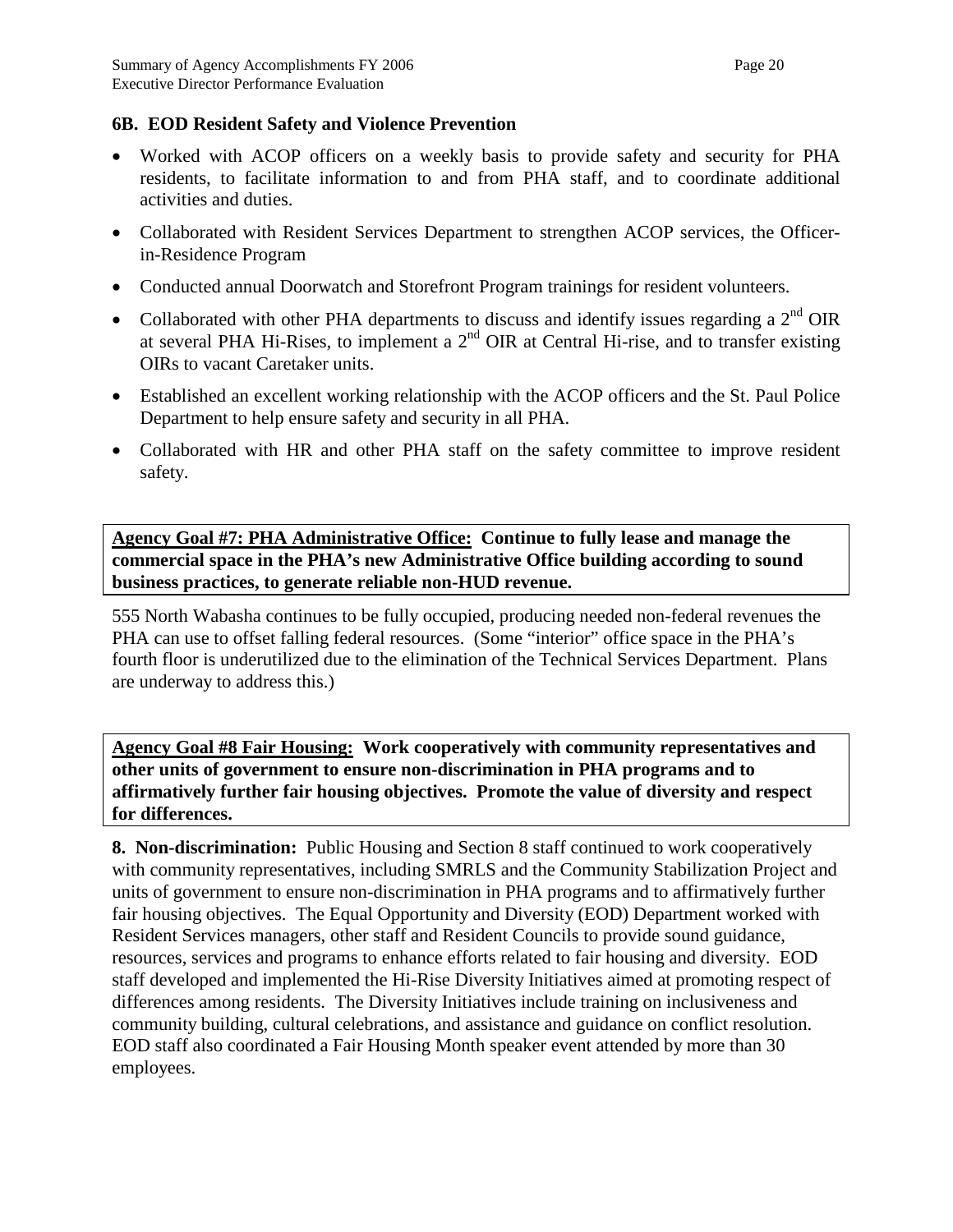### 6B. EOD Resident Safety and Violence Prevention

- Worked with ACOP officers on a weekly basis to provide safety and security for PHA residents, to facilitate information to and from PHA staff, and to coordinate additional activities and duties.
- Collaborated with Resident Services Department to strengthen ACOP services, the Officer-in-Residence Program
- Conducted annual Doorwatch and Storefront Program trainings for resident volunteers.
- Collaborated with other PHA departments to discuss and identify issues regarding a 2nd OIR at several PHA Hi-Rises, to implement a 2nd OIR at Central Hi-rise, and to transfer existing OIRs to vacant Caretaker units.
- Established an excellent working relationship with the ACOP officers and the St. Paul Police Department to help ensure safety and security in all PHA.
- Collaborated with HR and other PHA staff on the safety committee to improve resident safety.

**Agency Goal #7: PHA Administrative Office: Continue to fully lease and manage the commercial space in the PHA's new Administrative Office building according to sound business practices, to generate reliable non-HUD revenue.**

555 North Wabasha continues to be fully occupied, producing needed non-federal revenues the PHA can use to offset falling federal resources. (Some "interior" office space in the PHA's fourth floor is underutilized due to the elimination of the Technical Services Department. Plans are underway to address this.)

**Agency Goal #8 Fair Housing: Work cooperatively with community representatives and other units of government to ensure non-discrimination in PHA programs and to affirmatively further fair housing objectives. Promote the value of diversity and respect for differences.**

**8. Non-discrimination:** Public Housing and Section 8 staff continued to work cooperatively with community representatives, including SMRLS and the Community Stabilization Project and units of government to ensure non-discrimination in PHA programs and to affirmatively further fair housing objectives. The Equal Opportunity and Diversity (EOD) Department worked with Resident Services managers, other staff and Resident Councils to provide sound guidance, resources, services and programs to enhance efforts related to fair housing and diversity. EOD staff developed and implemented the Hi-Rise Diversity Initiatives aimed at promoting respect of differences among residents. The Diversity Initiatives include training on inclusiveness and community building, cultural celebrations, and assistance and guidance on conflict resolution. EOD staff also coordinated a Fair Housing Month speaker event attended by more than 30 employees.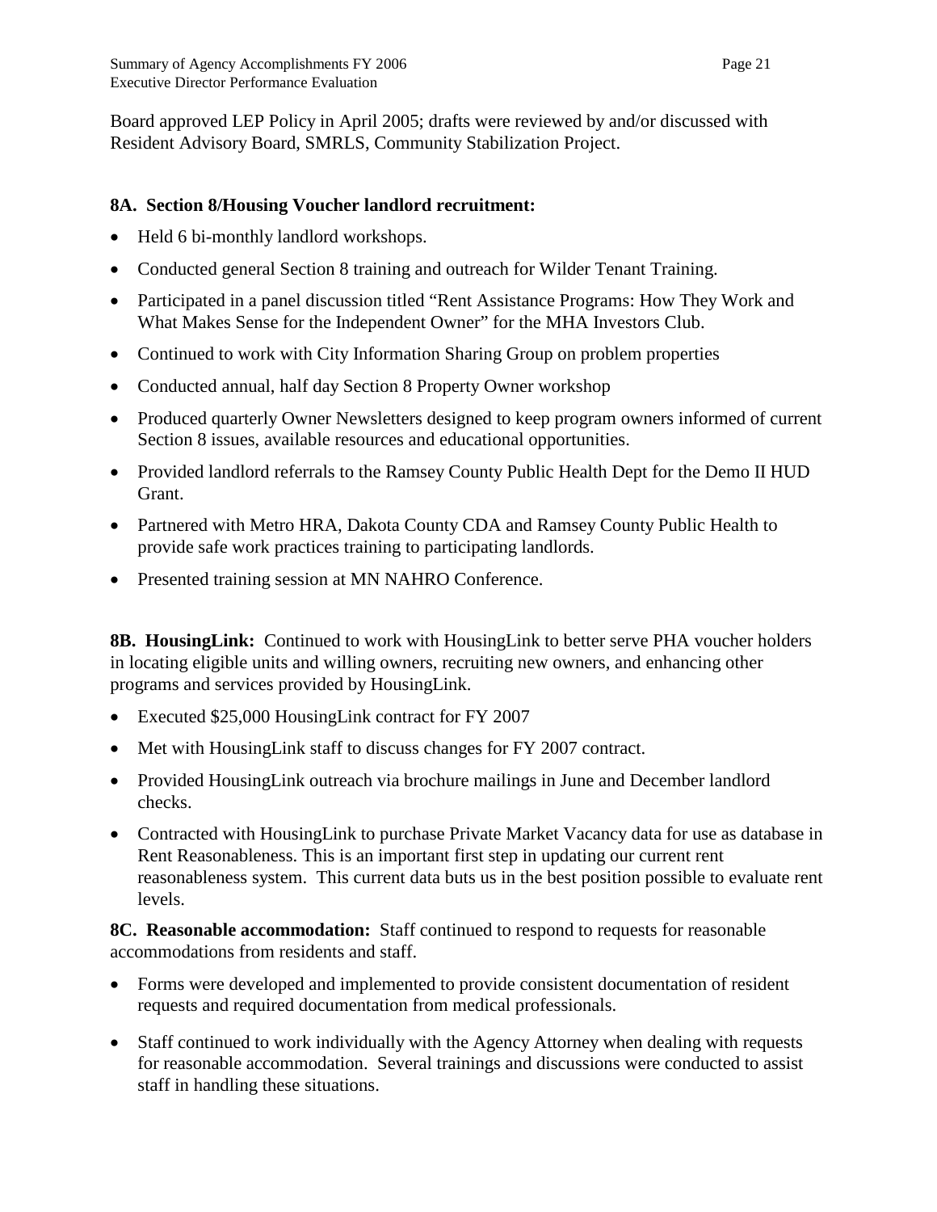Board approved LEP Policy in April 2005; drafts were reviewed by and/or discussed with Resident Advisory Board, SMRLS, Community Stabilization Project.

**8A. Section 8/Housing Voucher landlord recruitment:**

- Held 6 bi-monthly landlord workshops.
- Conducted general Section 8 training and outreach for Wilder Tenant Training.
- Participated in a panel discussion titled "Rent Assistance Programs: How They Work and What Makes Sense for the Independent Owner" for the MHA Investors Club.
- Continued to work with City Information Sharing Group on problem properties
- Conducted annual, half day Section 8 Property Owner workshop
- Produced quarterly Owner Newsletters designed to keep program owners informed of current Section 8 issues, available resources and educational opportunities.
- Provided landlord referrals to the Ramsey County Public Health Dept for the Demo II HUD Grant.
- Partnered with Metro HRA, Dakota County CDA and Ramsey County Public Health to provide safe work practices training to participating landlords.
- Presented training session at MN NAHRO Conference.

**8B. HousingLink:** Continued to work with HousingLink to better serve PHA voucher holders in locating eligible units and willing owners, recruiting new owners, and enhancing other programs and services provided by HousingLink.

- Executed $25,000 HousingLink contract for FY 2007
- Met with HousingLink staff to discuss changes for FY 2007 contract.
- Provided HousingLink outreach via brochure mailings in June and December landlord checks.
- Contracted with HousingLink to purchase Private Market Vacancy data for use as database in Rent Reasonableness. This is an important first step in updating our current rent reasonableness system. This current data buts us in the best position possible to evaluate rent levels.

**8C. Reasonable accommodation:** Staff continued to respond to requests for reasonable accommodations from residents and staff.

- Forms were developed and implemented to provide consistent documentation of resident requests and required documentation from medical professionals.
- Staff continued to work individually with the Agency Attorney when dealing with requests for reasonable accommodation. Several trainings and discussions were conducted to assist staff in handling these situations.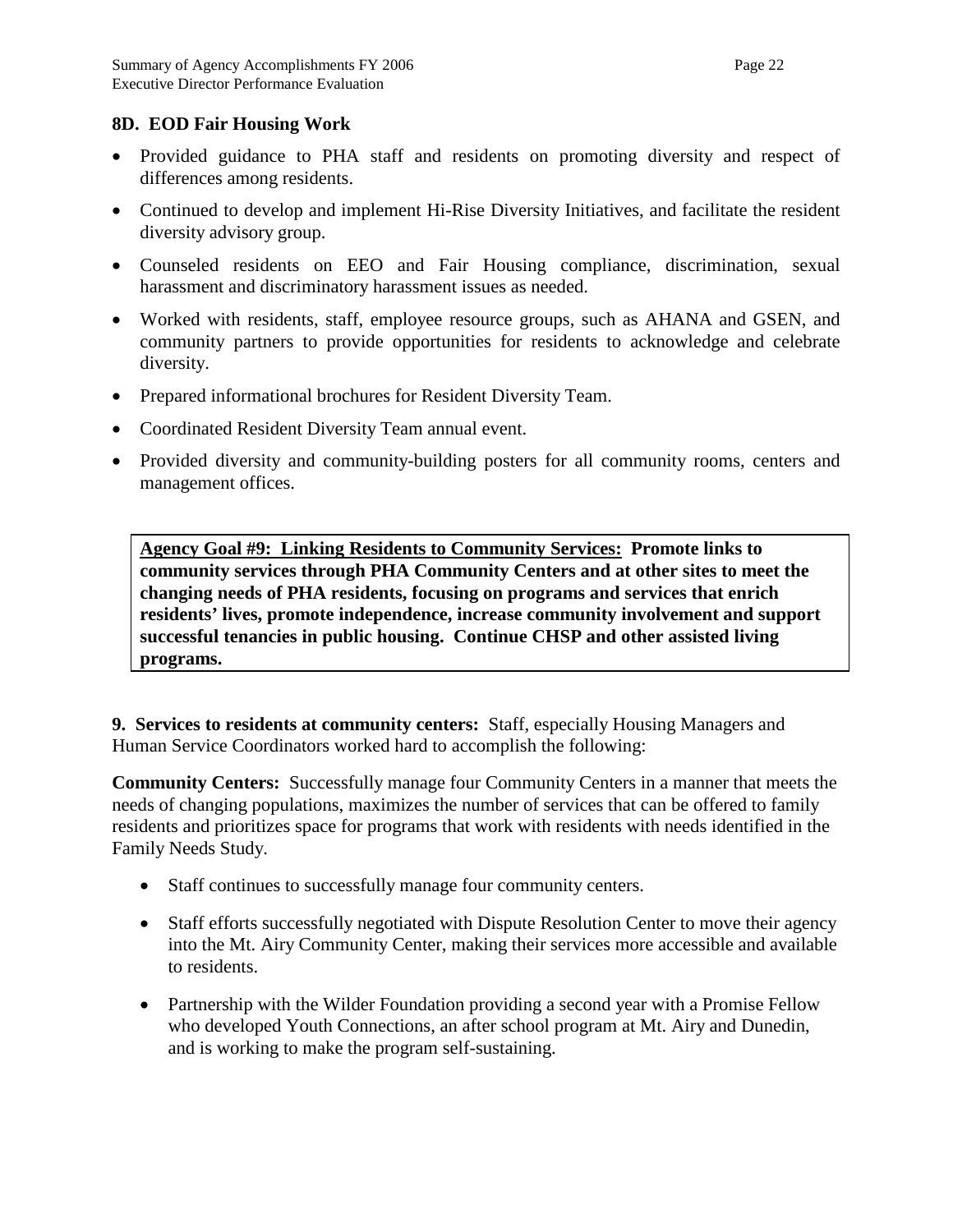### 8D. EOD Fair Housing Work

- Provided guidance to PHA staff and residents on promoting diversity and respect of differences among residents.
- Continued to develop and implement Hi-Rise Diversity Initiatives, and facilitate the resident diversity advisory group.
- Counseled residents on EEO and Fair Housing compliance, discrimination, sexual harassment and discriminatory harassment issues as needed.
- Worked with residents, staff, employee resource groups, such as AHANA and GSEN, and community partners to provide opportunities for residents to acknowledge and celebrate diversity.
- Prepared informational brochures for Resident Diversity Team.
- Coordinated Resident Diversity Team annual event.
- Provided diversity and community-building posters for all community rooms, centers and management offices.

**<u>Agency Goal #9: Linking Residents to Community Services:</u> Promote links to community services through PHA Community Centers and at other sites to meet the changing needs of PHA residents, focusing on programs and services that enrich residents' lives, promote independence, increase community involvement and support successful tenancies in public housing. Continue CHSP and other assisted living programs.**

**9. Services to residents at community centers:** Staff, especially Housing Managers and Human Service Coordinators worked hard to accomplish the following:

**Community Centers:** Successfully manage four Community Centers in a manner that meets the needs of changing populations, maximizes the number of services that can be offered to family residents and prioritizes space for programs that work with residents with needs identified in the Family Needs Study.

- Staff continues to successfully manage four community centers.
- Staff efforts successfully negotiated with Dispute Resolution Center to move their agency into the Mt. Airy Community Center, making their services more accessible and available to residents.
- Partnership with the Wilder Foundation providing a second year with a Promise Fellow who developed Youth Connections, an after school program at Mt. Airy and Dunedin, and is working to make the program self-sustaining.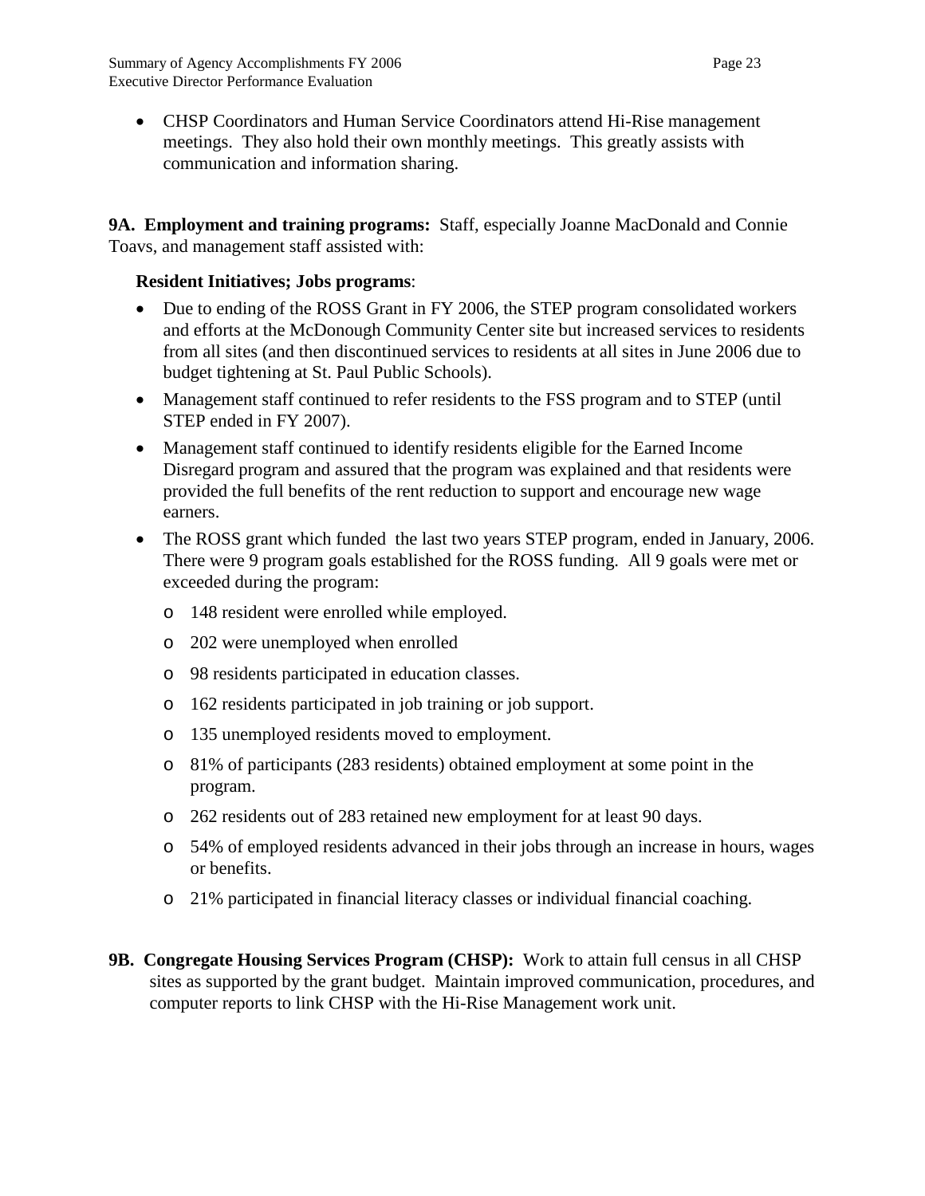- CHSP Coordinators and Human Service Coordinators attend Hi-Rise management meetings. They also hold their own monthly meetings. This greatly assists with communication and information sharing.

**9A. Employment and training programs:** Staff, especially Joanne MacDonald and Connie Toavs, and management staff assisted with:

**Resident Initiatives; Jobs programs**:

- Due to ending of the ROSS Grant in FY 2006, the STEP program consolidated workers and efforts at the McDonough Community Center site but increased services to residents from all sites (and then discontinued services to residents at all sites in June 2006 due to budget tightening at St. Paul Public Schools).
- Management staff continued to refer residents to the FSS program and to STEP (until STEP ended in FY 2007).
- Management staff continued to identify residents eligible for the Earned Income Disregard program and assured that the program was explained and that residents were provided the full benefits of the rent reduction to support and encourage new wage earners.
- The ROSS grant which funded the last two years STEP program, ended in January, 2006. There were 9 program goals established for the ROSS funding. All 9 goals were met or exceeded during the program:
    - 148 resident were enrolled while employed.
    - 202 were unemployed when enrolled
    - 98 residents participated in education classes.
    - 162 residents participated in job training or job support.
    - 135 unemployed residents moved to employment.
    - 81% of participants (283 residents) obtained employment at some point in the program.
    - 262 residents out of 283 retained new employment for at least 90 days.
    - 54% of employed residents advanced in their jobs through an increase in hours, wages or benefits.
    - 21% participated in financial literacy classes or individual financial coaching.

**9B. Congregate Housing Services Program (CHSP):** Work to attain full census in all CHSP sites as supported by the grant budget. Maintain improved communication, procedures, and computer reports to link CHSP with the Hi-Rise Management work unit.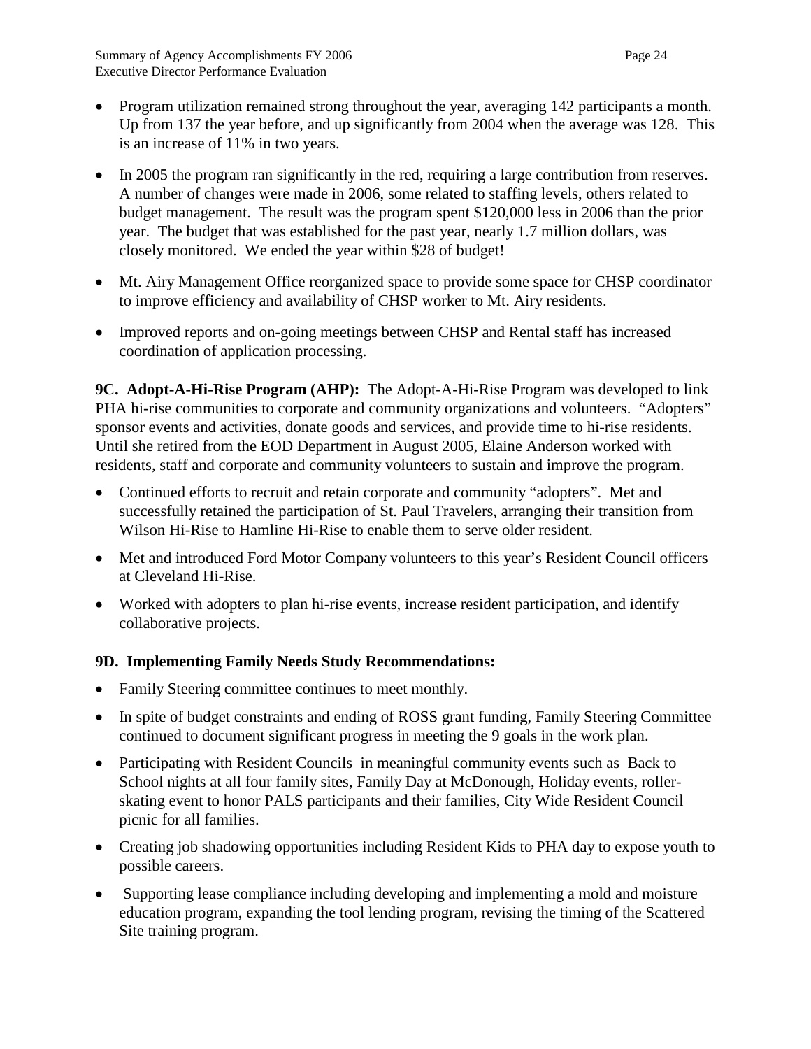- Program utilization remained strong throughout the year, averaging 142 participants a month. Up from 137 the year before, and up significantly from 2004 when the average was 128. This is an increase of 11% in two years.
- In 2005 the program ran significantly in the red, requiring a large contribution from reserves. A number of changes were made in 2006, some related to staffing levels, others related to budget management. The result was the program spent $120,000 less in 2006 than the prior year. The budget that was established for the past year, nearly 1.7 million dollars, was closely monitored. We ended the year within $28 of budget!
- Mt. Airy Management Office reorganized space to provide some space for CHSP coordinator to improve efficiency and availability of CHSP worker to Mt. Airy residents.
- Improved reports and on-going meetings between CHSP and Rental staff has increased coordination of application processing.

**9C. Adopt-A-Hi-Rise Program (AHP):** The Adopt-A-Hi-Rise Program was developed to link PHA hi-rise communities to corporate and community organizations and volunteers. "Adopters" sponsor events and activities, donate goods and services, and provide time to hi-rise residents. Until she retired from the EOD Department in August 2005, Elaine Anderson worked with residents, staff and corporate and community volunteers to sustain and improve the program.

- Continued efforts to recruit and retain corporate and community "adopters". Met and successfully retained the participation of St. Paul Travelers, arranging their transition from Wilson Hi-Rise to Hamline Hi-Rise to enable them to serve older resident.
- Met and introduced Ford Motor Company volunteers to this year's Resident Council officers at Cleveland Hi-Rise.
- Worked with adopters to plan hi-rise events, increase resident participation, and identify collaborative projects.

**9D. Implementing Family Needs Study Recommendations:**

- Family Steering committee continues to meet monthly.
- In spite of budget constraints and ending of ROSS grant funding, Family Steering Committee continued to document significant progress in meeting the 9 goals in the work plan.
- Participating with Resident Councils in meaningful community events such as Back to School nights at all four family sites, Family Day at McDonough, Holiday events, roller-skating event to honor PALS participants and their families, City Wide Resident Council picnic for all families.
- Creating job shadowing opportunities including Resident Kids to PHA day to expose youth to possible careers.
- Supporting lease compliance including developing and implementing a mold and moisture education program, expanding the tool lending program, revising the timing of the Scattered Site training program.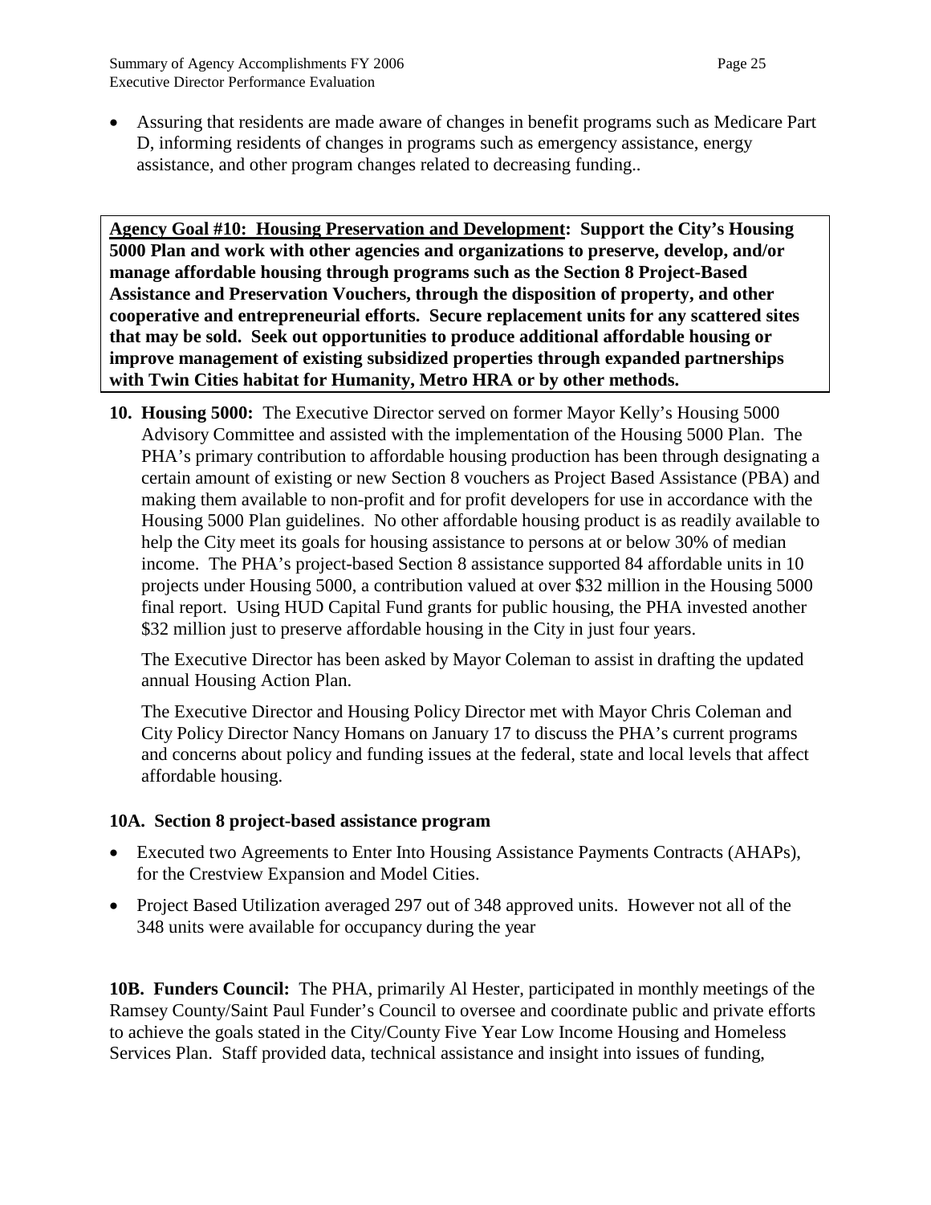- Assuring that residents are made aware of changes in benefit programs such as Medicare Part D, informing residents of changes in programs such as emergency assistance, energy assistance, and other program changes related to decreasing funding..

**<u>Agency Goal #10: Housing Preservation and Development</u>: Support the City's Housing 5000 Plan and work with other agencies and organizations to preserve, develop, and/or manage affordable housing through programs such as the Section 8 Project-Based Assistance and Preservation Vouchers, through the disposition of property, and other cooperative and entrepreneurial efforts. Secure replacement units for any scattered sites that may be sold. Seek out opportunities to produce additional affordable housing or improve management of existing subsidized properties through expanded partnerships with Twin Cities habitat for Humanity, Metro HRA or by other methods.**

**10. Housing 5000:** The Executive Director served on former Mayor Kelly's Housing 5000 Advisory Committee and assisted with the implementation of the Housing 5000 Plan. The PHA's primary contribution to affordable housing production has been through designating a certain amount of existing or new Section 8 vouchers as Project Based Assistance (PBA) and making them available to non-profit and for profit developers for use in accordance with the Housing 5000 Plan guidelines. No other affordable housing product is as readily available to help the City meet its goals for housing assistance to persons at or below 30% of median income. The PHA's project-based Section 8 assistance supported 84 affordable units in 10 projects under Housing 5000, a contribution valued at over $32 million in the Housing 5000 final report. Using HUD Capital Fund grants for public housing, the PHA invested another $32 million just to preserve affordable housing in the City in just four years.

The Executive Director has been asked by Mayor Coleman to assist in drafting the updated annual Housing Action Plan.

The Executive Director and Housing Policy Director met with Mayor Chris Coleman and City Policy Director Nancy Homans on January 17 to discuss the PHA's current programs and concerns about policy and funding issues at the federal, state and local levels that affect affordable housing.

**10A. Section 8 project-based assistance program**

- Executed two Agreements to Enter Into Housing Assistance Payments Contracts (AHAPs), for the Crestview Expansion and Model Cities.
- Project Based Utilization averaged 297 out of 348 approved units. However not all of the 348 units were available for occupancy during the year

**10B. Funders Council:** The PHA, primarily Al Hester, participated in monthly meetings of the Ramsey County/Saint Paul Funder's Council to oversee and coordinate public and private efforts to achieve the goals stated in the City/County Five Year Low Income Housing and Homeless Services Plan. Staff provided data, technical assistance and insight into issues of funding,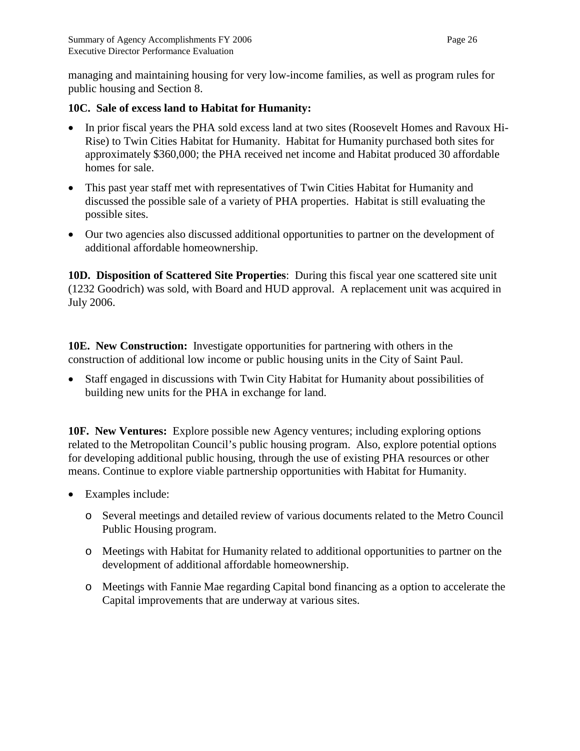managing and maintaining housing for very low-income families, as well as program rules for public housing and Section 8.

**10C. Sale of excess land to Habitat for Humanity:**

- In prior fiscal years the PHA sold excess land at two sites (Roosevelt Homes and Ravoux Hi-Rise) to Twin Cities Habitat for Humanity. Habitat for Humanity purchased both sites for approximately $360,000; the PHA received net income and Habitat produced 30 affordable homes for sale.
- This past year staff met with representatives of Twin Cities Habitat for Humanity and discussed the possible sale of a variety of PHA properties. Habitat is still evaluating the possible sites.
- Our two agencies also discussed additional opportunities to partner on the development of additional affordable homeownership.

**10D. Disposition of Scattered Site Properties**: During this fiscal year one scattered site unit (1232 Goodrich) was sold, with Board and HUD approval. A replacement unit was acquired in July 2006.

**10E. New Construction:** Investigate opportunities for partnering with others in the construction of additional low income or public housing units in the City of Saint Paul.

- Staff engaged in discussions with Twin City Habitat for Humanity about possibilities of building new units for the PHA in exchange for land.

**10F. New Ventures:** Explore possible new Agency ventures; including exploring options related to the Metropolitan Council's public housing program. Also, explore potential options for developing additional public housing, through the use of existing PHA resources or other means. Continue to explore viable partnership opportunities with Habitat for Humanity.

- Examples include:
  - Several meetings and detailed review of various documents related to the Metro Council Public Housing program.
  - Meetings with Habitat for Humanity related to additional opportunities to partner on the development of additional affordable homeownership.
  - Meetings with Fannie Mae regarding Capital bond financing as a option to accelerate the Capital improvements that are underway at various sites.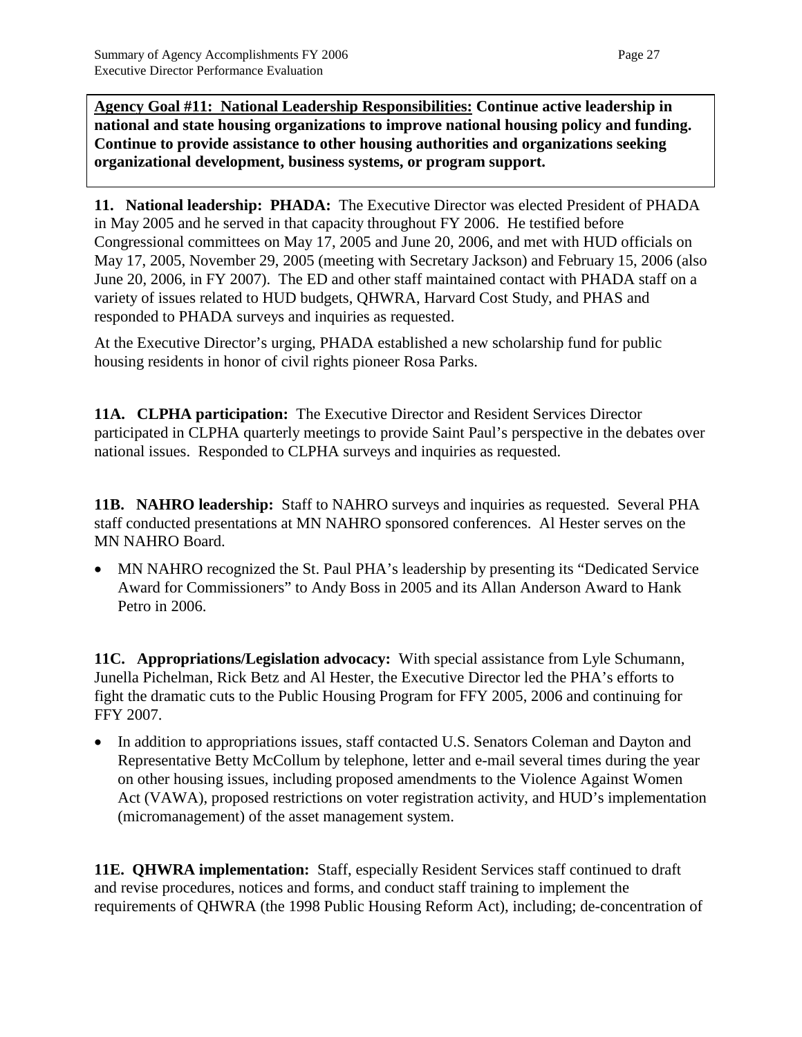**Agency Goal #11: National Leadership Responsibilities: Continue active leadership in national and state housing organizations to improve national housing policy and funding. Continue to provide assistance to other housing authorities and organizations seeking organizational development, business systems, or program support.**

**11. National leadership: PHADA:** The Executive Director was elected President of PHADA in May 2005 and he served in that capacity throughout FY 2006. He testified before Congressional committees on May 17, 2005 and June 20, 2006, and met with HUD officials on May 17, 2005, November 29, 2005 (meeting with Secretary Jackson) and February 15, 2006 (also June 20, 2006, in FY 2007). The ED and other staff maintained contact with PHADA staff on a variety of issues related to HUD budgets, QHWRA, Harvard Cost Study, and PHAS and responded to PHADA surveys and inquiries as requested.

At the Executive Director's urging, PHADA established a new scholarship fund for public housing residents in honor of civil rights pioneer Rosa Parks.

**11A. CLPHA participation:** The Executive Director and Resident Services Director participated in CLPHA quarterly meetings to provide Saint Paul's perspective in the debates over national issues. Responded to CLPHA surveys and inquiries as requested.

**11B. NAHRO leadership:** Staff to NAHRO surveys and inquiries as requested. Several PHA staff conducted presentations at MN NAHRO sponsored conferences. Al Hester serves on the MN NAHRO Board.

- MN NAHRO recognized the St. Paul PHA's leadership by presenting its "Dedicated Service Award for Commissioners" to Andy Boss in 2005 and its Allan Anderson Award to Hank Petro in 2006.

**11C. Appropriations/Legislation advocacy:** With special assistance from Lyle Schumann, Junella Pichelman, Rick Betz and Al Hester, the Executive Director led the PHA's efforts to fight the dramatic cuts to the Public Housing Program for FFY 2005, 2006 and continuing for FFY 2007.

- In addition to appropriations issues, staff contacted U.S. Senators Coleman and Dayton and Representative Betty McCollum by telephone, letter and e-mail several times during the year on other housing issues, including proposed amendments to the Violence Against Women Act (VAWA), proposed restrictions on voter registration activity, and HUD's implementation (micromanagement) of the asset management system.

**11E. QHWRA implementation:** Staff, especially Resident Services staff continued to draft and revise procedures, notices and forms, and conduct staff training to implement the requirements of QHWRA (the 1998 Public Housing Reform Act), including; de-concentration of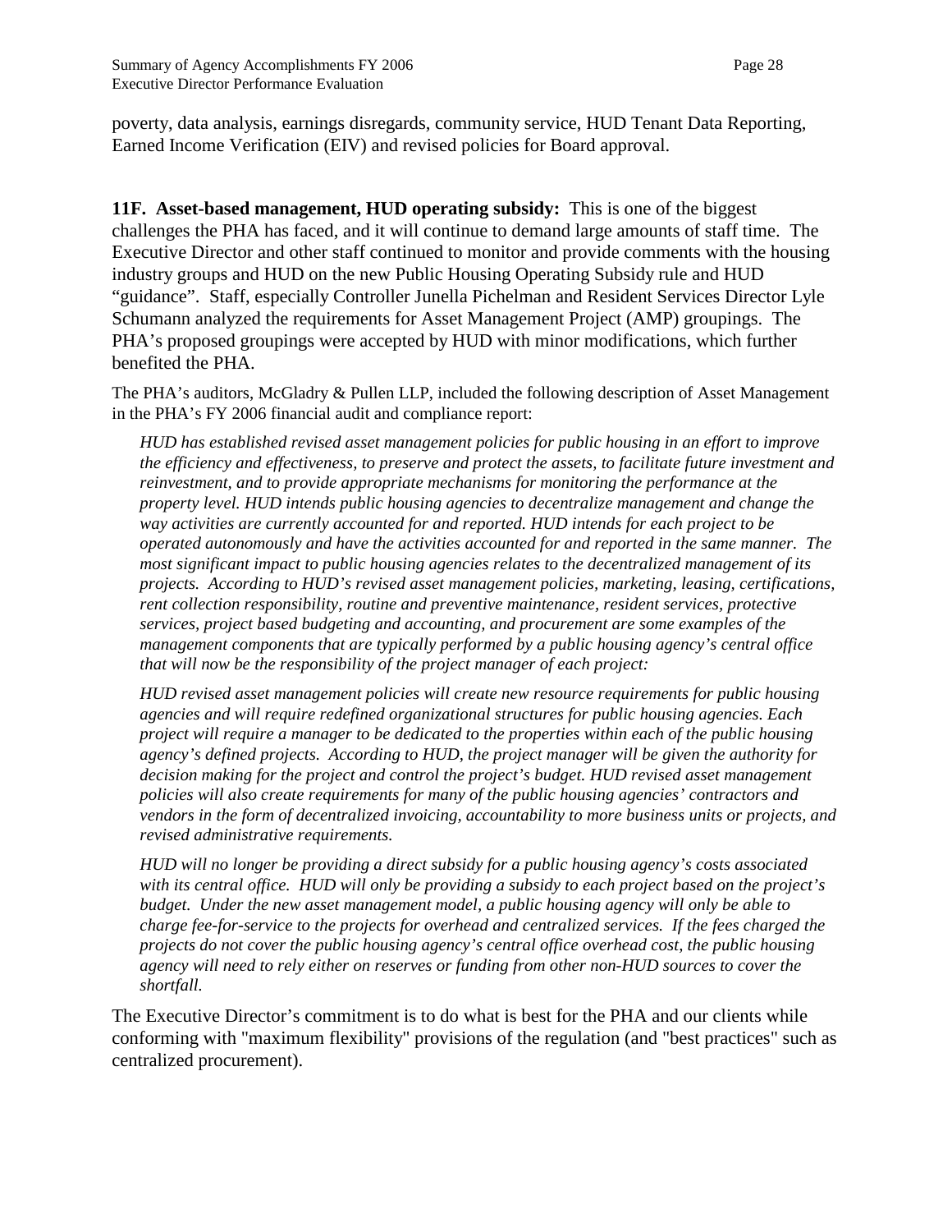poverty, data analysis, earnings disregards, community service, HUD Tenant Data Reporting, Earned Income Verification (EIV) and revised policies for Board approval.

**11F. Asset-based management, HUD operating subsidy:** This is one of the biggest challenges the PHA has faced, and it will continue to demand large amounts of staff time. The Executive Director and other staff continued to monitor and provide comments with the housing industry groups and HUD on the new Public Housing Operating Subsidy rule and HUD "guidance". Staff, especially Controller Junella Pichelman and Resident Services Director Lyle Schumann analyzed the requirements for Asset Management Project (AMP) groupings. The PHA's proposed groupings were accepted by HUD with minor modifications, which further benefited the PHA.

The PHA's auditors, McGladry & Pullen LLP, included the following description of Asset Management in the PHA's FY 2006 financial audit and compliance report:

> *HUD has established revised asset management policies for public housing in an effort to improve the efficiency and effectiveness, to preserve and protect the assets, to facilitate future investment and reinvestment, and to provide appropriate mechanisms for monitoring the performance at the property level. HUD intends public housing agencies to decentralize management and change the way activities are currently accounted for and reported. HUD intends for each project to be operated autonomously and have the activities accounted for and reported in the same manner. The most significant impact to public housing agencies relates to the decentralized management of its projects. According to HUD's revised asset management policies, marketing, leasing, certifications, rent collection responsibility, routine and preventive maintenance, resident services, protective services, project based budgeting and accounting, and procurement are some examples of the management components that are typically performed by a public housing agency's central office that will now be the responsibility of the project manager of each project:*
>
> *HUD revised asset management policies will create new resource requirements for public housing agencies and will require redefined organizational structures for public housing agencies. Each project will require a manager to be dedicated to the properties within each of the public housing agency's defined projects. According to HUD, the project manager will be given the authority for decision making for the project and control the project's budget. HUD revised asset management policies will also create requirements for many of the public housing agencies' contractors and vendors in the form of decentralized invoicing, accountability to more business units or projects, and revised administrative requirements.*
>
> *HUD will no longer be providing a direct subsidy for a public housing agency's costs associated with its central office. HUD will only be providing a subsidy to each project based on the project's budget. Under the new asset management model, a public housing agency will only be able to charge fee-for-service to the projects for overhead and centralized services. If the fees charged the projects do not cover the public housing agency's central office overhead cost, the public housing agency will need to rely either on reserves or funding from other non-HUD sources to cover the shortfall.*

The Executive Director's commitment is to do what is best for the PHA and our clients while conforming with "maximum flexibility" provisions of the regulation (and "best practices" such as centralized procurement).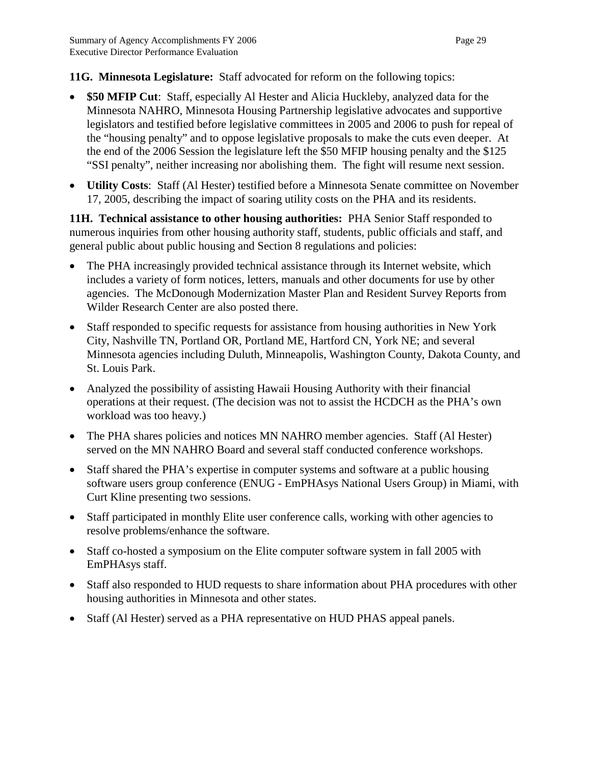**11G. Minnesota Legislature:** Staff advocated for reform on the following topics:

- **$50 MFIP Cut**: Staff, especially Al Hester and Alicia Huckleby, analyzed data for the Minnesota NAHRO, Minnesota Housing Partnership legislative advocates and supportive legislators and testified before legislative committees in 2005 and 2006 to push for repeal of the "housing penalty" and to oppose legislative proposals to make the cuts even deeper. At the end of the 2006 Session the legislature left the $50 MFIP housing penalty and the $125 "SSI penalty", neither increasing nor abolishing them. The fight will resume next session.
- **Utility Costs**: Staff (Al Hester) testified before a Minnesota Senate committee on November 17, 2005, describing the impact of soaring utility costs on the PHA and its residents.

**11H. Technical assistance to other housing authorities:** PHA Senior Staff responded to numerous inquiries from other housing authority staff, students, public officials and staff, and general public about public housing and Section 8 regulations and policies:

- The PHA increasingly provided technical assistance through its Internet website, which includes a variety of form notices, letters, manuals and other documents for use by other agencies. The McDonough Modernization Master Plan and Resident Survey Reports from Wilder Research Center are also posted there.
- Staff responded to specific requests for assistance from housing authorities in New York City, Nashville TN, Portland OR, Portland ME, Hartford CN, York NE; and several Minnesota agencies including Duluth, Minneapolis, Washington County, Dakota County, and St. Louis Park.
- Analyzed the possibility of assisting Hawaii Housing Authority with their financial operations at their request. (The decision was not to assist the HCDCH as the PHA's own workload was too heavy.)
- The PHA shares policies and notices MN NAHRO member agencies. Staff (Al Hester) served on the MN NAHRO Board and several staff conducted conference workshops.
- Staff shared the PHA's expertise in computer systems and software at a public housing software users group conference (ENUG - EmPHAsys National Users Group) in Miami, with Curt Kline presenting two sessions.
- Staff participated in monthly Elite user conference calls, working with other agencies to resolve problems/enhance the software.
- Staff co-hosted a symposium on the Elite computer software system in fall 2005 with EmPHAsys staff.
- Staff also responded to HUD requests to share information about PHA procedures with other housing authorities in Minnesota and other states.
- Staff (Al Hester) served as a PHA representative on HUD PHAS appeal panels.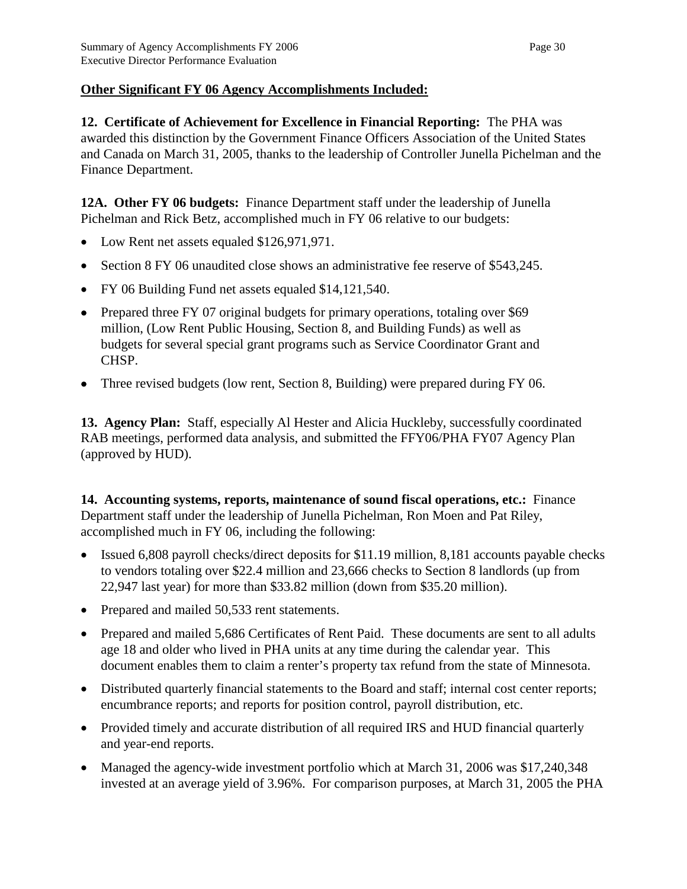**Other Significant FY 06 Agency Accomplishments Included:**

**12. Certificate of Achievement for Excellence in Financial Reporting:** The PHA was awarded this distinction by the Government Finance Officers Association of the United States and Canada on March 31, 2005, thanks to the leadership of Controller Junella Pichelman and the Finance Department.

**12A. Other FY 06 budgets:** Finance Department staff under the leadership of Junella Pichelman and Rick Betz, accomplished much in FY 06 relative to our budgets:

- Low Rent net assets equaled $126,971,971.
- Section 8 FY 06 unaudited close shows an administrative fee reserve of $543,245.
- FY 06 Building Fund net assets equaled $14,121,540.
- Prepared three FY 07 original budgets for primary operations, totaling over $69 million, (Low Rent Public Housing, Section 8, and Building Funds) as well as budgets for several special grant programs such as Service Coordinator Grant and CHSP.
- Three revised budgets (low rent, Section 8, Building) were prepared during FY 06.

**13. Agency Plan:** Staff, especially Al Hester and Alicia Huckleby, successfully coordinated RAB meetings, performed data analysis, and submitted the FFY06/PHA FY07 Agency Plan (approved by HUD).

**14. Accounting systems, reports, maintenance of sound fiscal operations, etc.:** Finance Department staff under the leadership of Junella Pichelman, Ron Moen and Pat Riley, accomplished much in FY 06, including the following:

- Issued 6,808 payroll checks/direct deposits for $11.19 million, 8,181 accounts payable checks to vendors totaling over $22.4 million and 23,666 checks to Section 8 landlords (up from 22,947 last year) for more than $33.82 million (down from $35.20 million).
- Prepared and mailed 50,533 rent statements.
- Prepared and mailed 5,686 Certificates of Rent Paid. These documents are sent to all adults age 18 and older who lived in PHA units at any time during the calendar year. This document enables them to claim a renter's property tax refund from the state of Minnesota.
- Distributed quarterly financial statements to the Board and staff; internal cost center reports; encumbrance reports; and reports for position control, payroll distribution, etc.
- Provided timely and accurate distribution of all required IRS and HUD financial quarterly and year-end reports.
- Managed the agency-wide investment portfolio which at March 31, 2006 was $17,240,348 invested at an average yield of 3.96%. For comparison purposes, at March 31, 2005 the PHA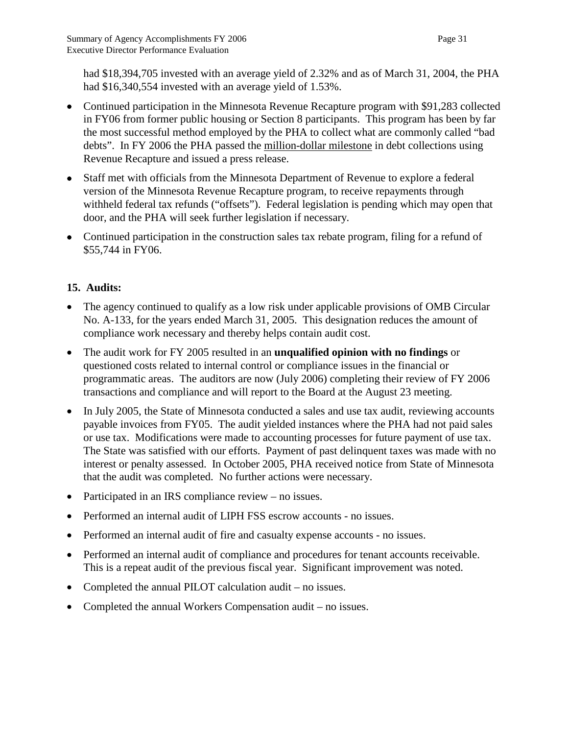had $18,394,705 invested with an average yield of 2.32% and as of March 31, 2004, the PHA had $16,340,554 invested with an average yield of 1.53%.

- Continued participation in the Minnesota Revenue Recapture program with $91,283 collected in FY06 from former public housing or Section 8 participants. This program has been by far the most successful method employed by the PHA to collect what are commonly called "bad debts". In FY 2006 the PHA passed the <u>million-dollar milestone</u> in debt collections using Revenue Recapture and issued a press release.
- Staff met with officials from the Minnesota Department of Revenue to explore a federal version of the Minnesota Revenue Recapture program, to receive repayments through withheld federal tax refunds ("offsets"). Federal legislation is pending which may open that door, and the PHA will seek further legislation if necessary.
- Continued participation in the construction sales tax rebate program, filing for a refund of $55,744 in FY06.

**15. Audits:**

- The agency continued to qualify as a low risk under applicable provisions of OMB Circular No. A-133, for the years ended March 31, 2005. This designation reduces the amount of compliance work necessary and thereby helps contain audit cost.
- The audit work for FY 2005 resulted in an **unqualified opinion with no findings** or questioned costs related to internal control or compliance issues in the financial or programmatic areas. The auditors are now (July 2006) completing their review of FY 2006 transactions and compliance and will report to the Board at the August 23 meeting.
- In July 2005, the State of Minnesota conducted a sales and use tax audit, reviewing accounts payable invoices from FY05. The audit yielded instances where the PHA had not paid sales or use tax. Modifications were made to accounting processes for future payment of use tax. The State was satisfied with our efforts. Payment of past delinquent taxes was made with no interest or penalty assessed. In October 2005, PHA received notice from State of Minnesota that the audit was completed. No further actions were necessary.
- Participated in an IRS compliance review – no issues.
- Performed an internal audit of LIPH FSS escrow accounts - no issues.
- Performed an internal audit of fire and casualty expense accounts - no issues.
- Performed an internal audit of compliance and procedures for tenant accounts receivable. This is a repeat audit of the previous fiscal year. Significant improvement was noted.
- Completed the annual PILOT calculation audit – no issues.
- Completed the annual Workers Compensation audit – no issues.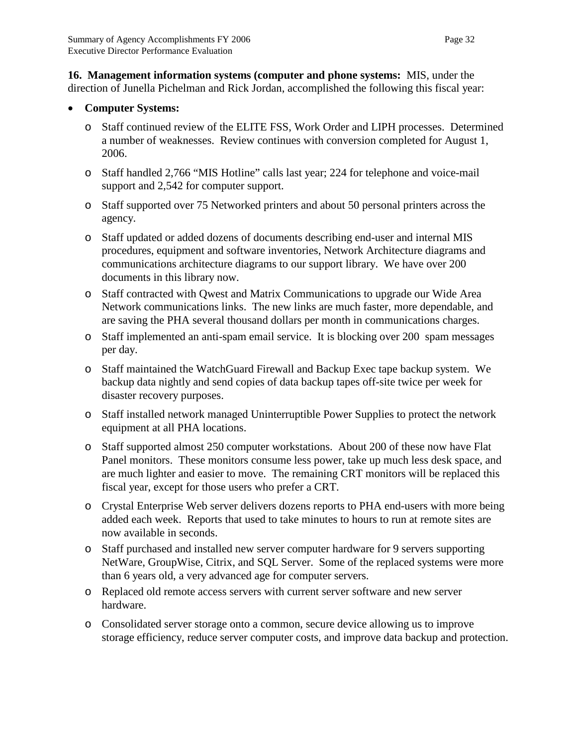**16. Management information systems (computer and phone systems:** MIS, under the direction of Junella Pichelman and Rick Jordan, accomplished the following this fiscal year:

- **Computer Systems:**
  - Staff continued review of the ELITE FSS, Work Order and LIPH processes. Determined a number of weaknesses. Review continues with conversion completed for August 1, 2006.
  - Staff handled 2,766 "MIS Hotline" calls last year; 224 for telephone and voice-mail support and 2,542 for computer support.
  - Staff supported over 75 Networked printers and about 50 personal printers across the agency.
  - Staff updated or added dozens of documents describing end-user and internal MIS procedures, equipment and software inventories, Network Architecture diagrams and communications architecture diagrams to our support library. We have over 200 documents in this library now.
  - Staff contracted with Qwest and Matrix Communications to upgrade our Wide Area Network communications links. The new links are much faster, more dependable, and are saving the PHA several thousand dollars per month in communications charges.
  - Staff implemented an anti-spam email service. It is blocking over 200 spam messages per day.
  - Staff maintained the WatchGuard Firewall and Backup Exec tape backup system. We backup data nightly and send copies of data backup tapes off-site twice per week for disaster recovery purposes.
  - Staff installed network managed Uninterruptible Power Supplies to protect the network equipment at all PHA locations.
  - Staff supported almost 250 computer workstations. About 200 of these now have Flat Panel monitors. These monitors consume less power, take up much less desk space, and are much lighter and easier to move. The remaining CRT monitors will be replaced this fiscal year, except for those users who prefer a CRT.
  - Crystal Enterprise Web server delivers dozens reports to PHA end-users with more being added each week. Reports that used to take minutes to hours to run at remote sites are now available in seconds.
  - Staff purchased and installed new server computer hardware for 9 servers supporting NetWare, GroupWise, Citrix, and SQL Server. Some of the replaced systems were more than 6 years old, a very advanced age for computer servers.
  - Replaced old remote access servers with current server software and new server hardware.
  - Consolidated server storage onto a common, secure device allowing us to improve storage efficiency, reduce server computer costs, and improve data backup and protection.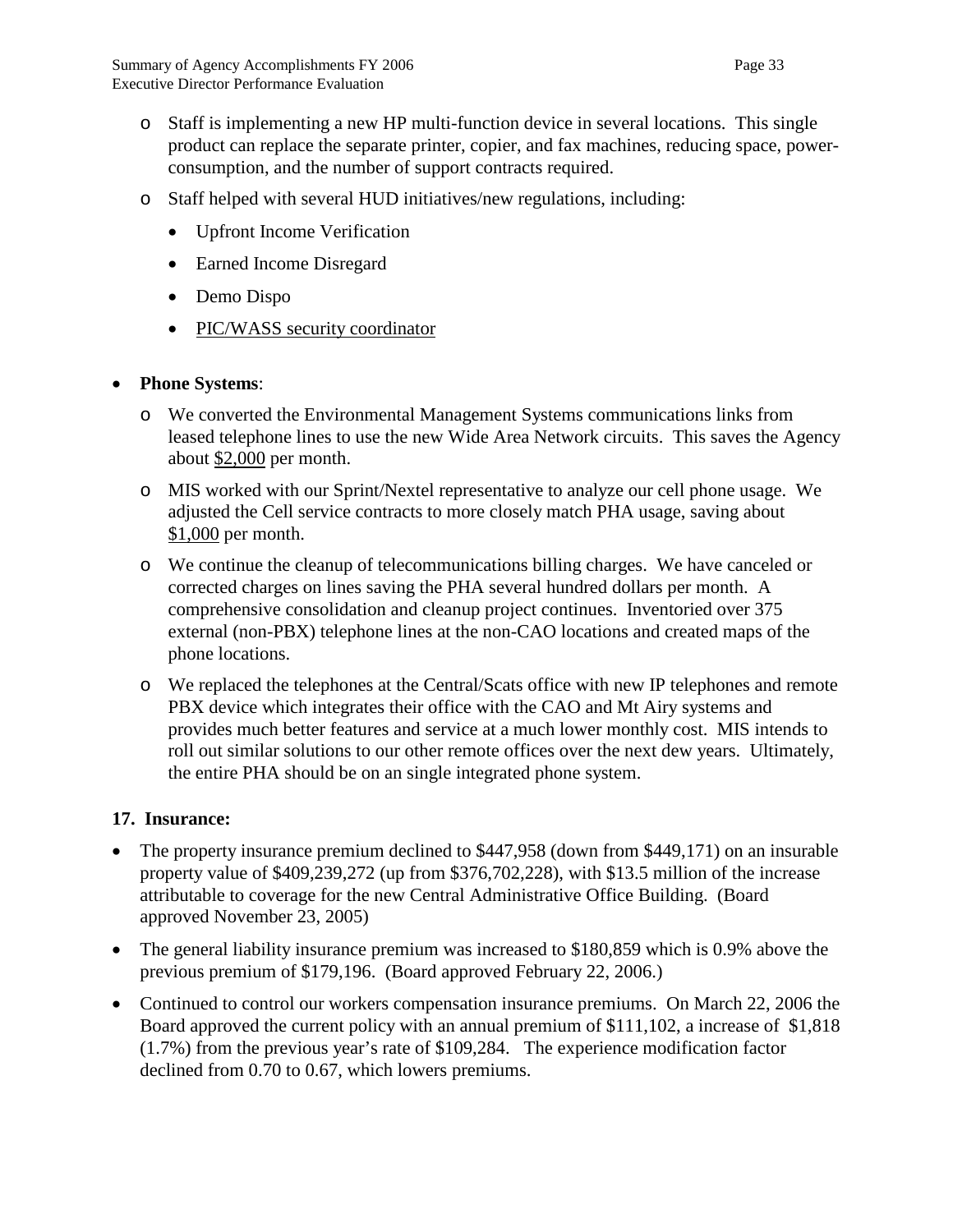- Staff is implementing a new HP multi-function device in several locations. This single product can replace the separate printer, copier, and fax machines, reducing space, power-consumption, and the number of support contracts required.
- Staff helped with several HUD initiatives/new regulations, including:
  - Upfront Income Verification
  - Earned Income Disregard
  - Demo Dispo
  - <u>PIC/WASS security coordinator</u>

- **Phone Systems**:
  - We converted the Environmental Management Systems communications links from leased telephone lines to use the new Wide Area Network circuits. This saves the Agency about <u>$2,000</u> per month.
  - MIS worked with our Sprint/Nextel representative to analyze our cell phone usage. We adjusted the Cell service contracts to more closely match PHA usage, saving about <u>$1,000</u> per month.
  - We continue the cleanup of telecommunications billing charges. We have canceled or corrected charges on lines saving the PHA several hundred dollars per month. A comprehensive consolidation and cleanup project continues. Inventoried over 375 external (non-PBX) telephone lines at the non-CAO locations and created maps of the phone locations.
  - We replaced the telephones at the Central/Scats office with new IP telephones and remote PBX device which integrates their office with the CAO and Mt Airy systems and provides much better features and service at a much lower monthly cost. MIS intends to roll out similar solutions to our other remote offices over the next dew years. Ultimately, the entire PHA should be on an single integrated phone system.

## 17. Insurance:

- The property insurance premium declined to $447,958 (down from $449,171) on an insurable property value of $409,239,272 (up from $376,702,228), with $13.5 million of the increase attributable to coverage for the new Central Administrative Office Building. (Board approved November 23, 2005)
- The general liability insurance premium was increased to $180,859 which is 0.9% above the previous premium of $179,196. (Board approved February 22, 2006.)
- Continued to control our workers compensation insurance premiums. On March 22, 2006 the Board approved the current policy with an annual premium of $111,102, a increase of $1,818 (1.7%) from the previous year's rate of $109,284. The experience modification factor declined from 0.70 to 0.67, which lowers premiums.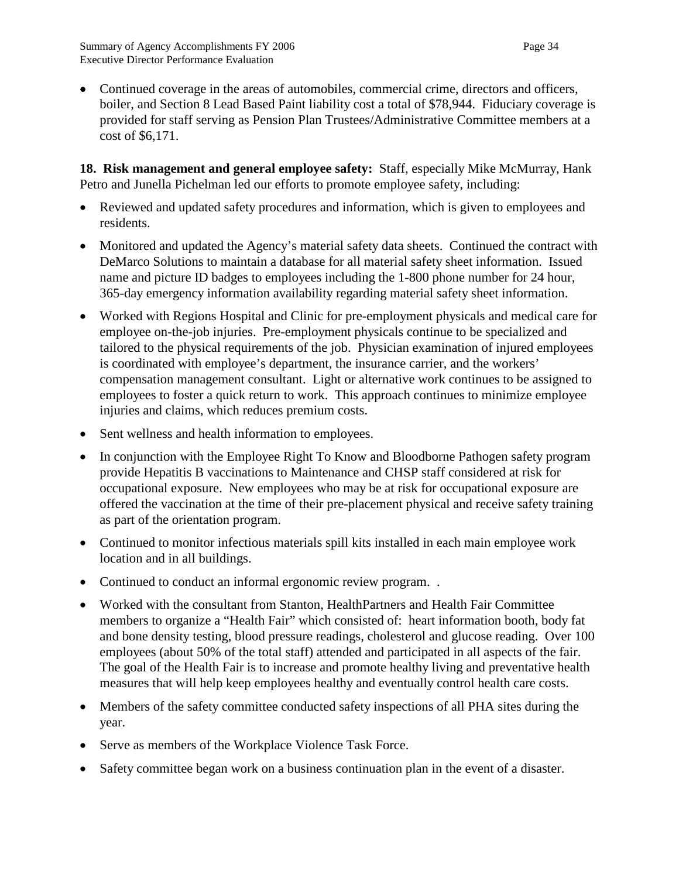- Continued coverage in the areas of automobiles, commercial crime, directors and officers, boiler, and Section 8 Lead Based Paint liability cost a total of $78,944. Fiduciary coverage is provided for staff serving as Pension Plan Trustees/Administrative Committee members at a cost of $6,171.

**18. Risk management and general employee safety:** Staff, especially Mike McMurray, Hank Petro and Junella Pichelman led our efforts to promote employee safety, including:

- Reviewed and updated safety procedures and information, which is given to employees and residents.
- Monitored and updated the Agency's material safety data sheets. Continued the contract with DeMarco Solutions to maintain a database for all material safety sheet information. Issued name and picture ID badges to employees including the 1-800 phone number for 24 hour, 365-day emergency information availability regarding material safety sheet information.
- Worked with Regions Hospital and Clinic for pre-employment physicals and medical care for employee on-the-job injuries. Pre-employment physicals continue to be specialized and tailored to the physical requirements of the job. Physician examination of injured employees is coordinated with employee's department, the insurance carrier, and the workers' compensation management consultant. Light or alternative work continues to be assigned to employees to foster a quick return to work. This approach continues to minimize employee injuries and claims, which reduces premium costs.
- Sent wellness and health information to employees.
- In conjunction with the Employee Right To Know and Bloodborne Pathogen safety program provide Hepatitis B vaccinations to Maintenance and CHSP staff considered at risk for occupational exposure. New employees who may be at risk for occupational exposure are offered the vaccination at the time of their pre-placement physical and receive safety training as part of the orientation program.
- Continued to monitor infectious materials spill kits installed in each main employee work location and in all buildings.
- Continued to conduct an informal ergonomic review program. .
- Worked with the consultant from Stanton, HealthPartners and Health Fair Committee members to organize a "Health Fair" which consisted of: heart information booth, body fat and bone density testing, blood pressure readings, cholesterol and glucose reading. Over 100 employees (about 50% of the total staff) attended and participated in all aspects of the fair. The goal of the Health Fair is to increase and promote healthy living and preventative health measures that will help keep employees healthy and eventually control health care costs.
- Members of the safety committee conducted safety inspections of all PHA sites during the year.
- Serve as members of the Workplace Violence Task Force.
- Safety committee began work on a business continuation plan in the event of a disaster.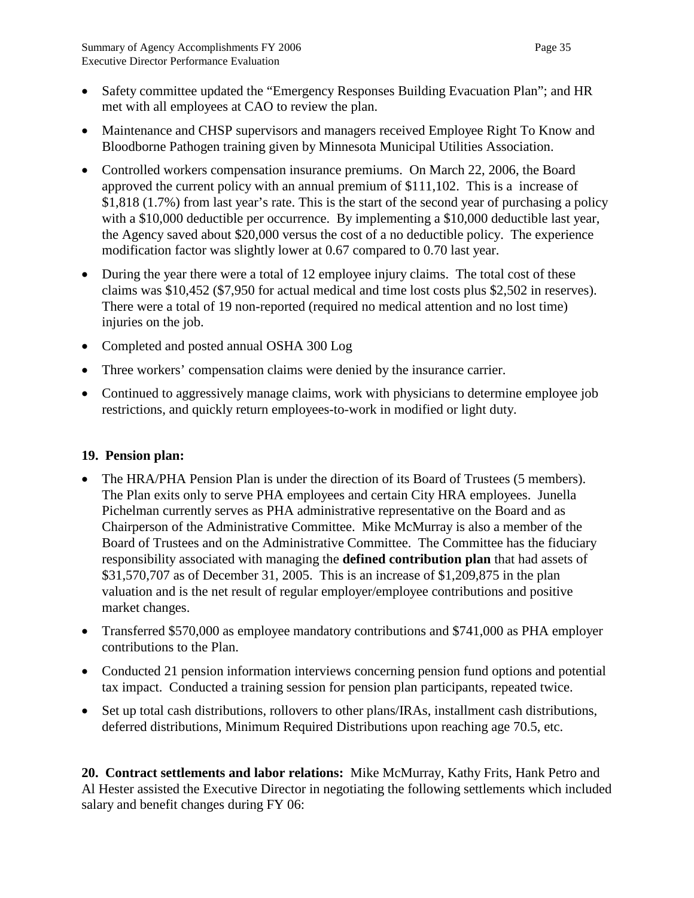- Safety committee updated the "Emergency Responses Building Evacuation Plan"; and HR met with all employees at CAO to review the plan.
- Maintenance and CHSP supervisors and managers received Employee Right To Know and Bloodborne Pathogen training given by Minnesota Municipal Utilities Association.
- Controlled workers compensation insurance premiums. On March 22, 2006, the Board approved the current policy with an annual premium of $111,102. This is a increase of $1,818 (1.7%) from last year's rate. This is the start of the second year of purchasing a policy with a $10,000 deductible per occurrence. By implementing a $10,000 deductible last year, the Agency saved about $20,000 versus the cost of a no deductible policy. The experience modification factor was slightly lower at 0.67 compared to 0.70 last year.
- During the year there were a total of 12 employee injury claims. The total cost of these claims was $10,452 ($7,950 for actual medical and time lost costs plus $2,502 in reserves). There were a total of 19 non-reported (required no medical attention and no lost time) injuries on the job.
- Completed and posted annual OSHA 300 Log
- Three workers' compensation claims were denied by the insurance carrier.
- Continued to aggressively manage claims, work with physicians to determine employee job restrictions, and quickly return employees-to-work in modified or light duty.

**19. Pension plan:**

- The HRA/PHA Pension Plan is under the direction of its Board of Trustees (5 members). The Plan exits only to serve PHA employees and certain City HRA employees. Junella Pichelman currently serves as PHA administrative representative on the Board and as Chairperson of the Administrative Committee. Mike McMurray is also a member of the Board of Trustees and on the Administrative Committee. The Committee has the fiduciary responsibility associated with managing the **defined contribution plan** that had assets of $31,570,707 as of December 31, 2005. This is an increase of $1,209,875 in the plan valuation and is the net result of regular employer/employee contributions and positive market changes.
- Transferred $570,000 as employee mandatory contributions and $741,000 as PHA employer contributions to the Plan.
- Conducted 21 pension information interviews concerning pension fund options and potential tax impact. Conducted a training session for pension plan participants, repeated twice.
- Set up total cash distributions, rollovers to other plans/IRAs, installment cash distributions, deferred distributions, Minimum Required Distributions upon reaching age 70.5, etc.

**20. Contract settlements and labor relations:** Mike McMurray, Kathy Frits, Hank Petro and Al Hester assisted the Executive Director in negotiating the following settlements which included salary and benefit changes during FY 06: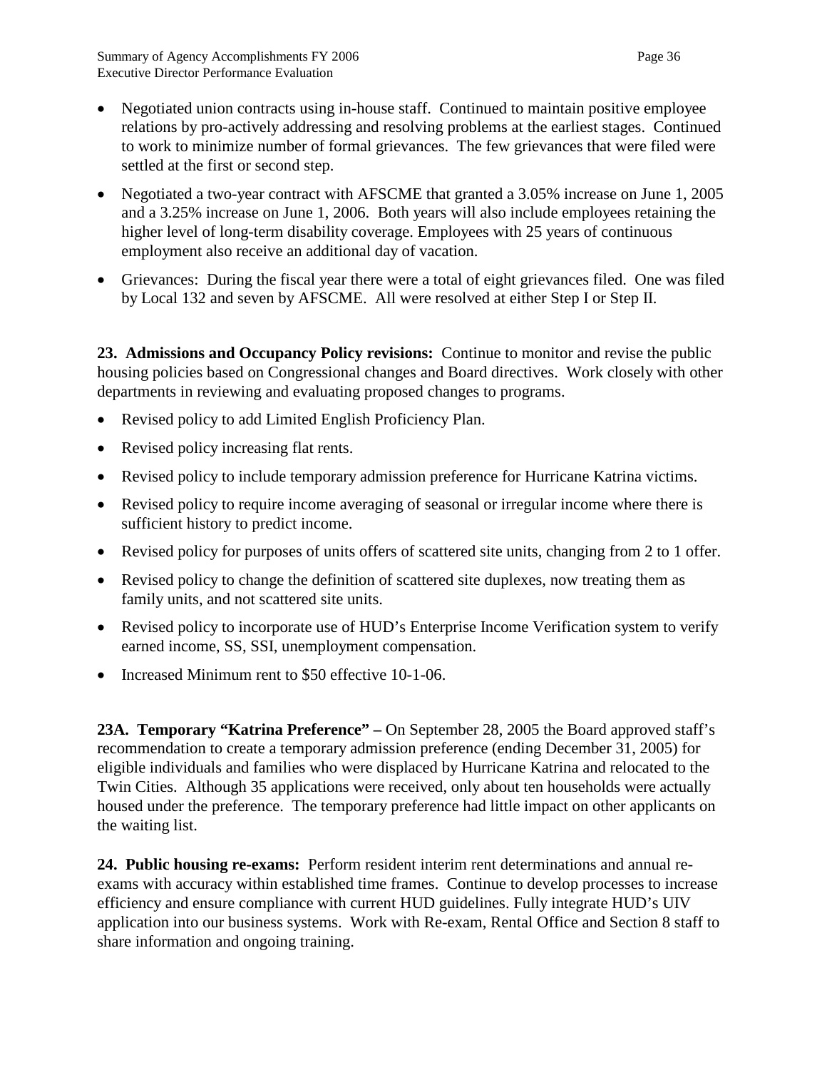- Negotiated union contracts using in-house staff. Continued to maintain positive employee relations by pro-actively addressing and resolving problems at the earliest stages. Continued to work to minimize number of formal grievances. The few grievances that were filed were settled at the first or second step.
- Negotiated a two-year contract with AFSCME that granted a 3.05% increase on June 1, 2005 and a 3.25% increase on June 1, 2006. Both years will also include employees retaining the higher level of long-term disability coverage. Employees with 25 years of continuous employment also receive an additional day of vacation.
- Grievances: During the fiscal year there were a total of eight grievances filed. One was filed by Local 132 and seven by AFSCME. All were resolved at either Step I or Step II.

**23. Admissions and Occupancy Policy revisions:** Continue to monitor and revise the public housing policies based on Congressional changes and Board directives. Work closely with other departments in reviewing and evaluating proposed changes to programs.

- Revised policy to add Limited English Proficiency Plan.
- Revised policy increasing flat rents.
- Revised policy to include temporary admission preference for Hurricane Katrina victims.
- Revised policy to require income averaging of seasonal or irregular income where there is sufficient history to predict income.
- Revised policy for purposes of units offers of scattered site units, changing from 2 to 1 offer.
- Revised policy to change the definition of scattered site duplexes, now treating them as family units, and not scattered site units.
- Revised policy to incorporate use of HUD's Enterprise Income Verification system to verify earned income, SS, SSI, unemployment compensation.
- Increased Minimum rent to $50 effective 10-1-06.

**23A. Temporary "Katrina Preference" –** On September 28, 2005 the Board approved staff's recommendation to create a temporary admission preference (ending December 31, 2005) for eligible individuals and families who were displaced by Hurricane Katrina and relocated to the Twin Cities. Although 35 applications were received, only about ten households were actually housed under the preference. The temporary preference had little impact on other applicants on the waiting list.

**24. Public housing re-exams:** Perform resident interim rent determinations and annual re-exams with accuracy within established time frames. Continue to develop processes to increase efficiency and ensure compliance with current HUD guidelines. Fully integrate HUD's UIV application into our business systems. Work with Re-exam, Rental Office and Section 8 staff to share information and ongoing training.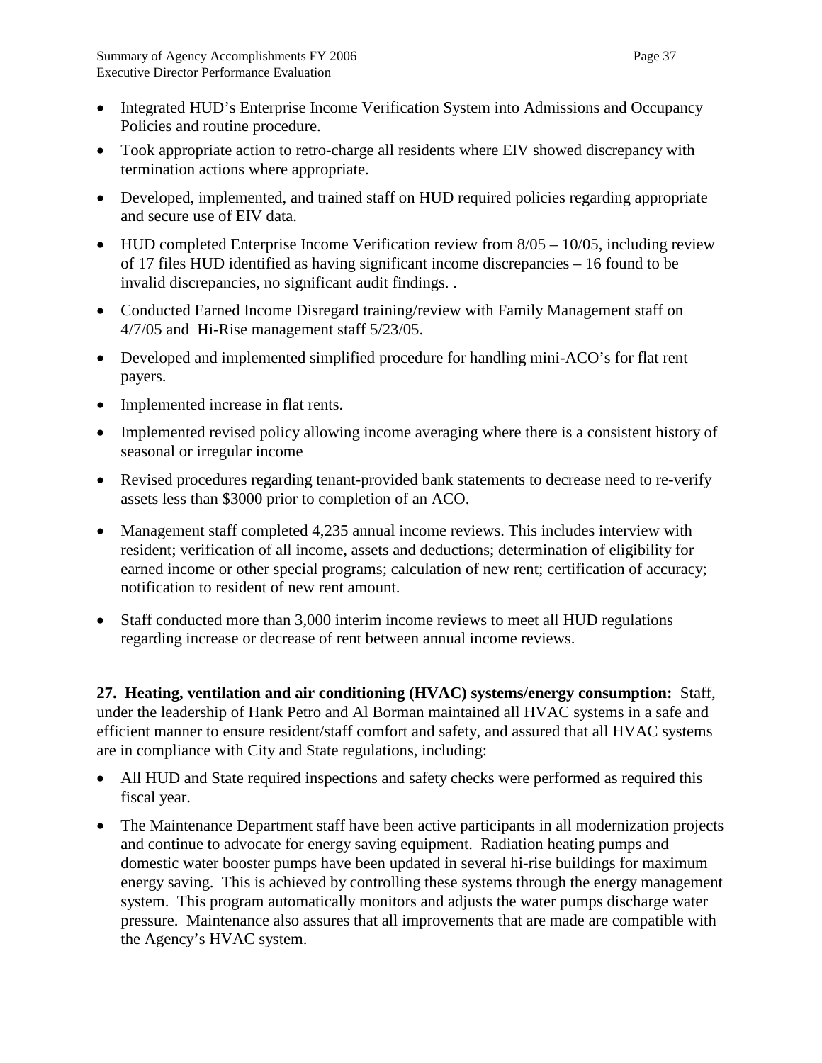- Integrated HUD's Enterprise Income Verification System into Admissions and Occupancy Policies and routine procedure.
- Took appropriate action to retro-charge all residents where EIV showed discrepancy with termination actions where appropriate.
- Developed, implemented, and trained staff on HUD required policies regarding appropriate and secure use of EIV data.
- HUD completed Enterprise Income Verification review from 8/05 – 10/05, including review of 17 files HUD identified as having significant income discrepancies – 16 found to be invalid discrepancies, no significant audit findings. .
- Conducted Earned Income Disregard training/review with Family Management staff on 4/7/05 and Hi-Rise management staff 5/23/05.
- Developed and implemented simplified procedure for handling mini-ACO's for flat rent payers.
- Implemented increase in flat rents.
- Implemented revised policy allowing income averaging where there is a consistent history of seasonal or irregular income
- Revised procedures regarding tenant-provided bank statements to decrease need to re-verify assets less than $3000 prior to completion of an ACO.
- Management staff completed 4,235 annual income reviews. This includes interview with resident; verification of all income, assets and deductions; determination of eligibility for earned income or other special programs; calculation of new rent; certification of accuracy; notification to resident of new rent amount.
- Staff conducted more than 3,000 interim income reviews to meet all HUD regulations regarding increase or decrease of rent between annual income reviews.

**27. Heating, ventilation and air conditioning (HVAC) systems/energy consumption:** Staff, under the leadership of Hank Petro and Al Borman maintained all HVAC systems in a safe and efficient manner to ensure resident/staff comfort and safety, and assured that all HVAC systems are in compliance with City and State regulations, including:

- All HUD and State required inspections and safety checks were performed as required this fiscal year.
- The Maintenance Department staff have been active participants in all modernization projects and continue to advocate for energy saving equipment. Radiation heating pumps and domestic water booster pumps have been updated in several hi-rise buildings for maximum energy saving. This is achieved by controlling these systems through the energy management system. This program automatically monitors and adjusts the water pumps discharge water pressure. Maintenance also assures that all improvements that are made are compatible with the Agency's HVAC system.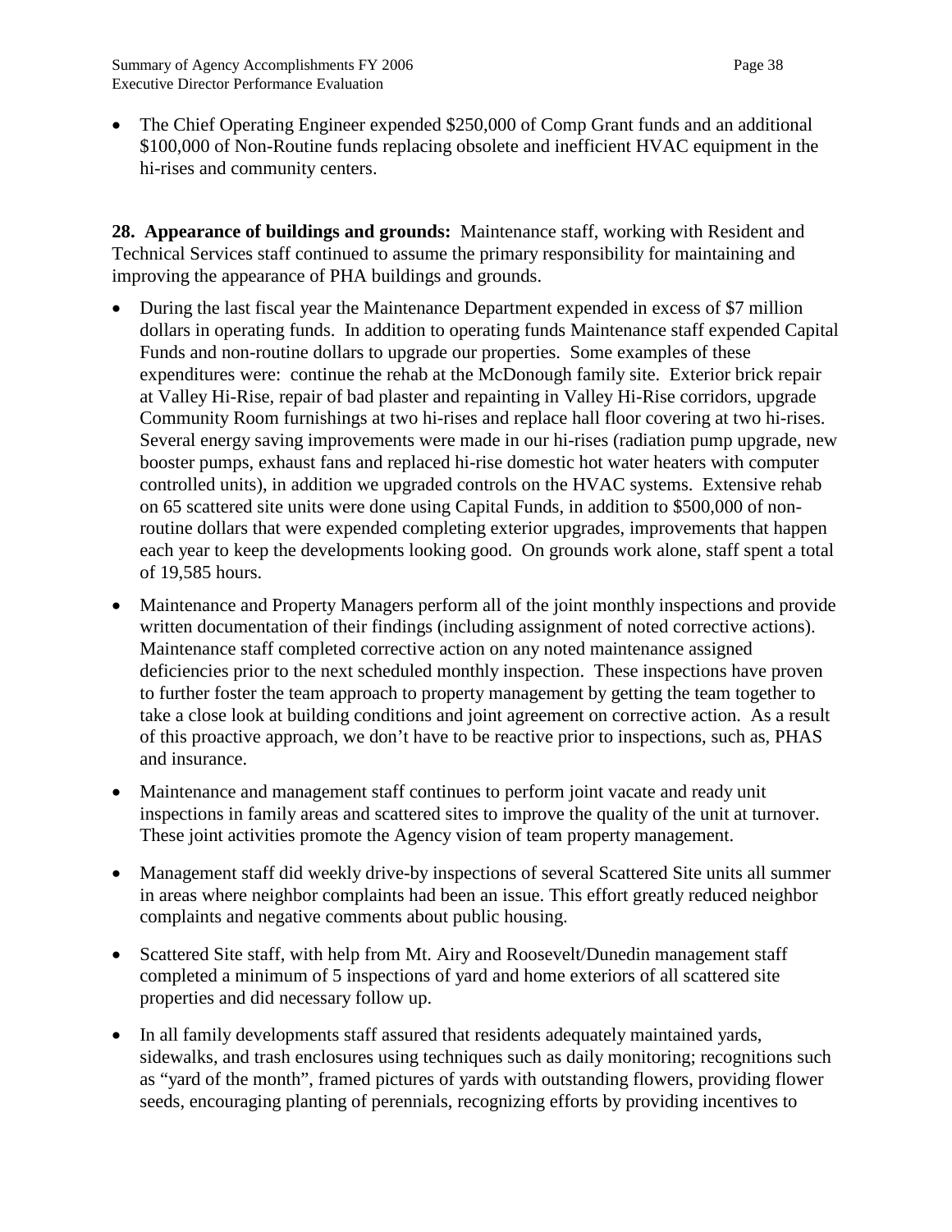- The Chief Operating Engineer expended $250,000 of Comp Grant funds and an additional $100,000 of Non-Routine funds replacing obsolete and inefficient HVAC equipment in the hi-rises and community centers.

**28. Appearance of buildings and grounds:** Maintenance staff, working with Resident and Technical Services staff continued to assume the primary responsibility for maintaining and improving the appearance of PHA buildings and grounds.

- During the last fiscal year the Maintenance Department expended in excess of $7 million dollars in operating funds. In addition to operating funds Maintenance staff expended Capital Funds and non-routine dollars to upgrade our properties. Some examples of these expenditures were: continue the rehab at the McDonough family site. Exterior brick repair at Valley Hi-Rise, repair of bad plaster and repainting in Valley Hi-Rise corridors, upgrade Community Room furnishings at two hi-rises and replace hall floor covering at two hi-rises. Several energy saving improvements were made in our hi-rises (radiation pump upgrade, new booster pumps, exhaust fans and replaced hi-rise domestic hot water heaters with computer controlled units), in addition we upgraded controls on the HVAC systems. Extensive rehab on 65 scattered site units were done using Capital Funds, in addition to $500,000 of non-routine dollars that were expended completing exterior upgrades, improvements that happen each year to keep the developments looking good. On grounds work alone, staff spent a total of 19,585 hours.
- Maintenance and Property Managers perform all of the joint monthly inspections and provide written documentation of their findings (including assignment of noted corrective actions). Maintenance staff completed corrective action on any noted maintenance assigned deficiencies prior to the next scheduled monthly inspection. These inspections have proven to further foster the team approach to property management by getting the team together to take a close look at building conditions and joint agreement on corrective action. As a result of this proactive approach, we don't have to be reactive prior to inspections, such as, PHAS and insurance.
- Maintenance and management staff continues to perform joint vacate and ready unit inspections in family areas and scattered sites to improve the quality of the unit at turnover. These joint activities promote the Agency vision of team property management.
- Management staff did weekly drive-by inspections of several Scattered Site units all summer in areas where neighbor complaints had been an issue. This effort greatly reduced neighbor complaints and negative comments about public housing.
- Scattered Site staff, with help from Mt. Airy and Roosevelt/Dunedin management staff completed a minimum of 5 inspections of yard and home exteriors of all scattered site properties and did necessary follow up.
- In all family developments staff assured that residents adequately maintained yards, sidewalks, and trash enclosures using techniques such as daily monitoring; recognitions such as "yard of the month", framed pictures of yards with outstanding flowers, providing flower seeds, encouraging planting of perennials, recognizing efforts by providing incentives to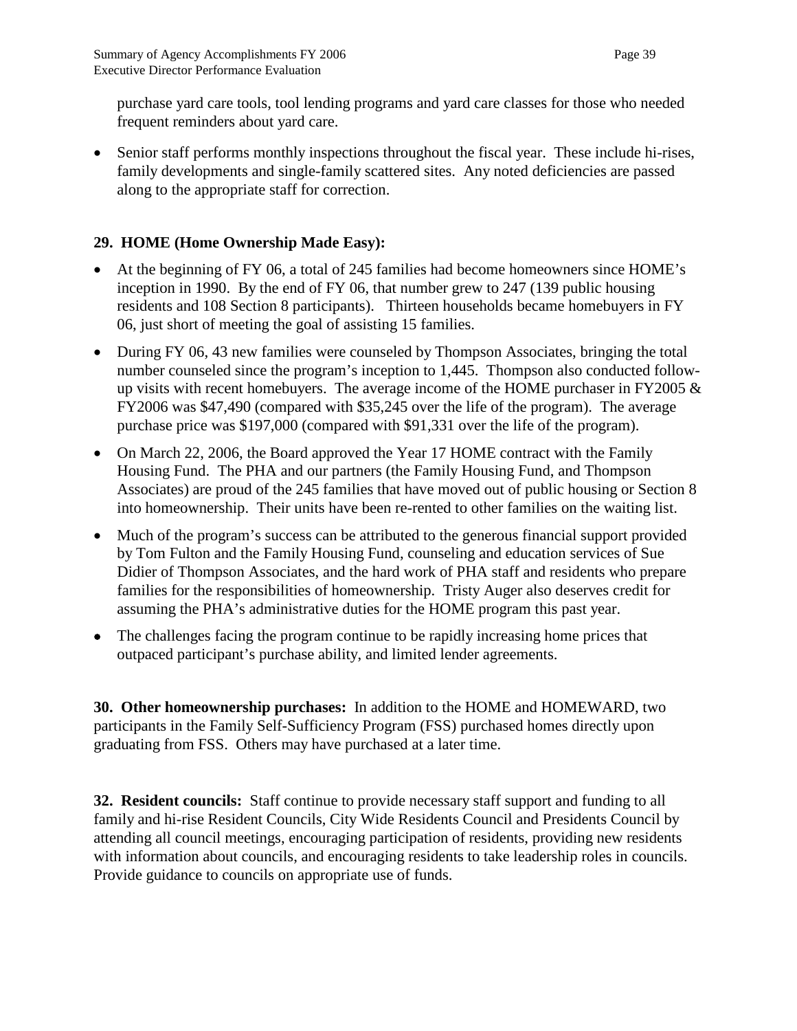purchase yard care tools, tool lending programs and yard care classes for those who needed frequent reminders about yard care.

- Senior staff performs monthly inspections throughout the fiscal year. These include hi-rises, family developments and single-family scattered sites. Any noted deficiencies are passed along to the appropriate staff for correction.

**29. HOME (Home Ownership Made Easy):**

- At the beginning of FY 06, a total of 245 families had become homeowners since HOME's inception in 1990. By the end of FY 06, that number grew to 247 (139 public housing residents and 108 Section 8 participants). Thirteen households became homebuyers in FY 06, just short of meeting the goal of assisting 15 families.
- During FY 06, 43 new families were counseled by Thompson Associates, bringing the total number counseled since the program's inception to 1,445. Thompson also conducted follow-up visits with recent homebuyers. The average income of the HOME purchaser in FY2005 & FY2006 was $47,490 (compared with $35,245 over the life of the program). The average purchase price was $197,000 (compared with $91,331 over the life of the program).
- On March 22, 2006, the Board approved the Year 17 HOME contract with the Family Housing Fund. The PHA and our partners (the Family Housing Fund, and Thompson Associates) are proud of the 245 families that have moved out of public housing or Section 8 into homeownership. Their units have been re-rented to other families on the waiting list.
- Much of the program's success can be attributed to the generous financial support provided by Tom Fulton and the Family Housing Fund, counseling and education services of Sue Didier of Thompson Associates, and the hard work of PHA staff and residents who prepare families for the responsibilities of homeownership. Tristy Auger also deserves credit for assuming the PHA's administrative duties for the HOME program this past year.
- The challenges facing the program continue to be rapidly increasing home prices that outpaced participant's purchase ability, and limited lender agreements.

**30. Other homeownership purchases:** In addition to the HOME and HOMEWARD, two participants in the Family Self-Sufficiency Program (FSS) purchased homes directly upon graduating from FSS. Others may have purchased at a later time.

**32. Resident councils:** Staff continue to provide necessary staff support and funding to all family and hi-rise Resident Councils, City Wide Residents Council and Presidents Council by attending all council meetings, encouraging participation of residents, providing new residents with information about councils, and encouraging residents to take leadership roles in councils. Provide guidance to councils on appropriate use of funds.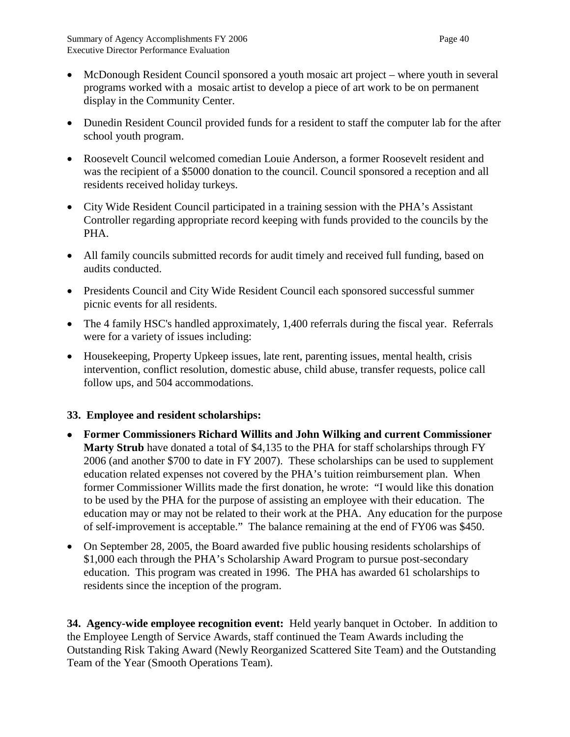- McDonough Resident Council sponsored a youth mosaic art project – where youth in several programs worked with a mosaic artist to develop a piece of art work to be on permanent display in the Community Center.

- Dunedin Resident Council provided funds for a resident to staff the computer lab for the after school youth program.

- Roosevelt Council welcomed comedian Louie Anderson, a former Roosevelt resident and was the recipient of a $5000 donation to the council. Council sponsored a reception and all residents received holiday turkeys.

- City Wide Resident Council participated in a training session with the PHA's Assistant Controller regarding appropriate record keeping with funds provided to the councils by the PHA.

- All family councils submitted records for audit timely and received full funding, based on audits conducted.

- Presidents Council and City Wide Resident Council each sponsored successful summer picnic events for all residents.

- The 4 family HSC's handled approximately, 1,400 referrals during the fiscal year. Referrals were for a variety of issues including:

- Housekeeping, Property Upkeep issues, late rent, parenting issues, mental health, crisis intervention, conflict resolution, domestic abuse, child abuse, transfer requests, police call follow ups, and 504 accommodations.

**33. Employee and resident scholarships:**

- **Former Commissioners Richard Willits and John Wilking and current Commissioner Marty Strub** have donated a total of $4,135 to the PHA for staff scholarships through FY 2006 (and another $700 to date in FY 2007). These scholarships can be used to supplement education related expenses not covered by the PHA's tuition reimbursement plan. When former Commissioner Willits made the first donation, he wrote: "I would like this donation to be used by the PHA for the purpose of assisting an employee with their education. The education may or may not be related to their work at the PHA. Any education for the purpose of self-improvement is acceptable." The balance remaining at the end of FY06 was $450.

- On September 28, 2005, the Board awarded five public housing residents scholarships of $1,000 each through the PHA's Scholarship Award Program to pursue post-secondary education. This program was created in 1996. The PHA has awarded 61 scholarships to residents since the inception of the program.

**34. Agency-wide employee recognition event:** Held yearly banquet in October. In addition to the Employee Length of Service Awards, staff continued the Team Awards including the Outstanding Risk Taking Award (Newly Reorganized Scattered Site Team) and the Outstanding Team of the Year (Smooth Operations Team).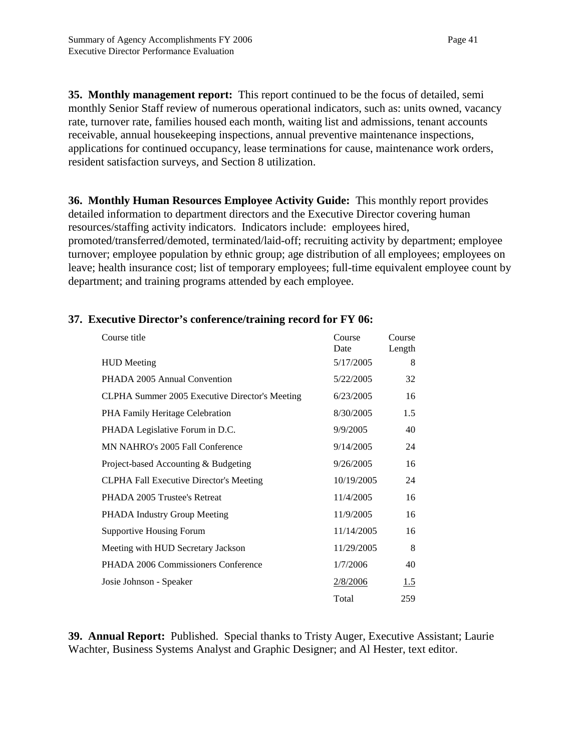**35. Monthly management report:** This report continued to be the focus of detailed, semi monthly Senior Staff review of numerous operational indicators, such as: units owned, vacancy rate, turnover rate, families housed each month, waiting list and admissions, tenant accounts receivable, annual housekeeping inspections, annual preventive maintenance inspections, applications for continued occupancy, lease terminations for cause, maintenance work orders, resident satisfaction surveys, and Section 8 utilization.

**36. Monthly Human Resources Employee Activity Guide:** This monthly report provides detailed information to department directors and the Executive Director covering human resources/staffing activity indicators. Indicators include: employees hired, promoted/transferred/demoted, terminated/laid-off; recruiting activity by department; employee turnover; employee population by ethnic group; age distribution of all employees; employees on leave; health insurance cost; list of temporary employees; full-time equivalent employee count by department; and training programs attended by each employee.

**37. Executive Director's conference/training record for FY 06:**

| Course title | Course Date | Course Length |
|---|---|---|
| HUD Meeting | 5/17/2005 | 8 |
| PHADA 2005 Annual Convention | 5/22/2005 | 32 |
| CLPHA Summer 2005 Executive Director's Meeting | 6/23/2005 | 16 |
| PHA Family Heritage Celebration | 8/30/2005 | 1.5 |
| PHADA Legislative Forum in D.C. | 9/9/2005 | 40 |
| MN NAHRO's 2005 Fall Conference | 9/14/2005 | 24 |
| Project-based Accounting & Budgeting | 9/26/2005 | 16 |
| CLPHA Fall Executive Director's Meeting | 10/19/2005 | 24 |
| PHADA 2005 Trustee's Retreat | 11/4/2005 | 16 |
| PHADA Industry Group Meeting | 11/9/2005 | 16 |
| Supportive Housing Forum | 11/14/2005 | 16 |
| Meeting with HUD Secretary Jackson | 11/29/2005 | 8 |
| PHADA 2006 Commissioners Conference | 1/7/2006 | 40 |
| Josie Johnson - Speaker | 2/8/2006 | 1.5 |
| | Total | 259 |

**39. Annual Report:** Published. Special thanks to Tristy Auger, Executive Assistant; Laurie Wachter, Business Systems Analyst and Graphic Designer; and Al Hester, text editor.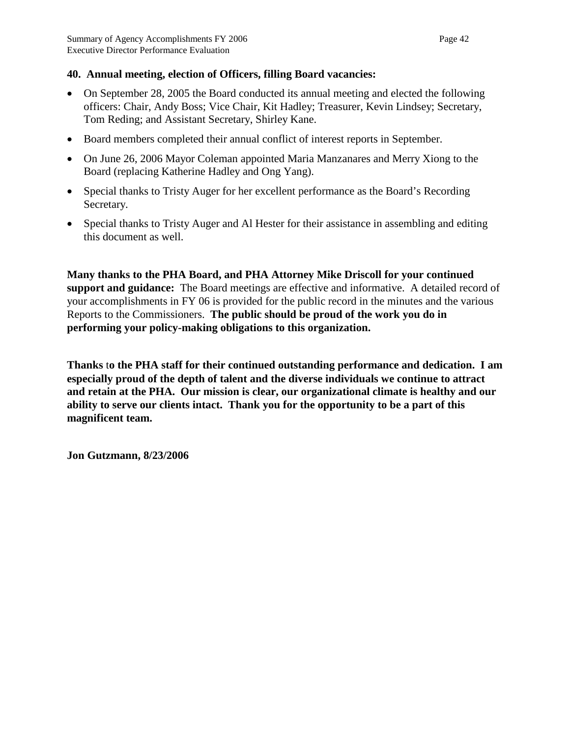**40. Annual meeting, election of Officers, filling Board vacancies:**

- On September 28, 2005 the Board conducted its annual meeting and elected the following officers: Chair, Andy Boss; Vice Chair, Kit Hadley; Treasurer, Kevin Lindsey; Secretary, Tom Reding; and Assistant Secretary, Shirley Kane.
- Board members completed their annual conflict of interest reports in September.
- On June 26, 2006 Mayor Coleman appointed Maria Manzanares and Merry Xiong to the Board (replacing Katherine Hadley and Ong Yang).
- Special thanks to Tristy Auger for her excellent performance as the Board's Recording Secretary.
- Special thanks to Tristy Auger and Al Hester for their assistance in assembling and editing this document as well.

**Many thanks to the PHA Board, and PHA Attorney Mike Driscoll for your continued support and guidance:** The Board meetings are effective and informative. A detailed record of your accomplishments in FY 06 is provided for the public record in the minutes and the various Reports to the Commissioners. **The public should be proud of the work you do in performing your policy-making obligations to this organization.**

**Thanks** t**o the PHA staff for their continued outstanding performance and dedication. I am especially proud of the depth of talent and the diverse individuals we continue to attract and retain at the PHA. Our mission is clear, our organizational climate is healthy and our ability to serve our clients intact. Thank you for the opportunity to be a part of this magnificent team.**

**Jon Gutzmann, 8/23/2006**